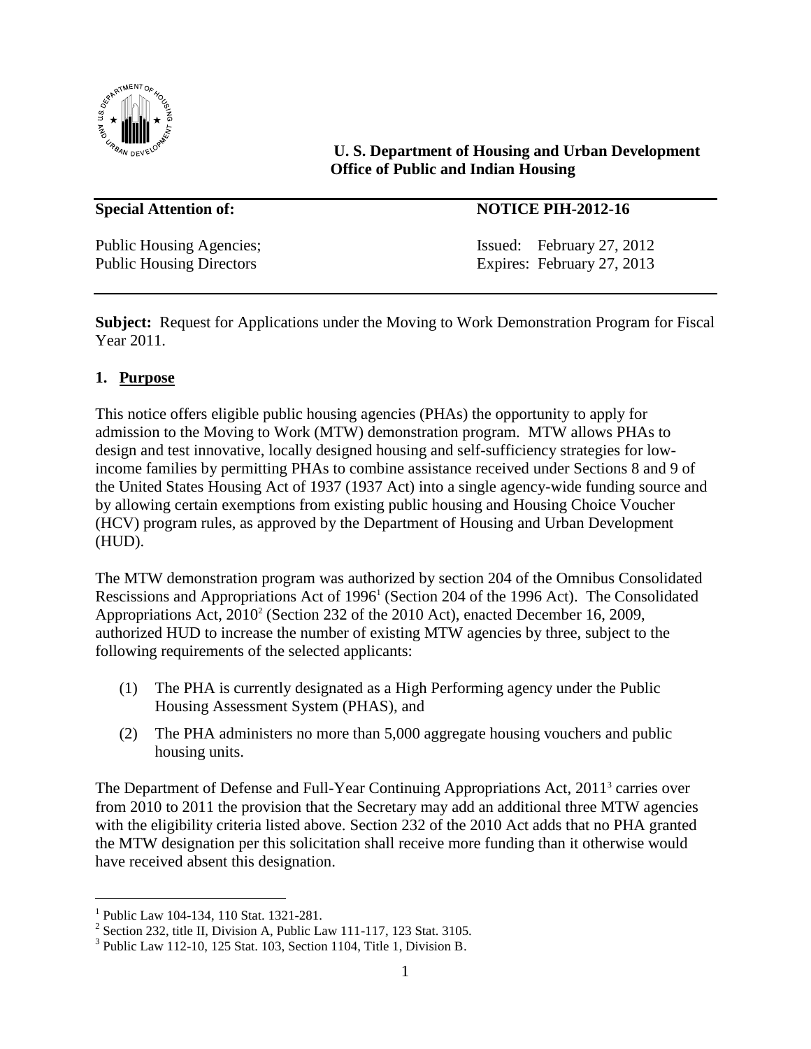**U. S. Department of Housing and Urban Development**
**Office of Public and Indian Housing**

| **Special Attention of:** | **NOTICE PIH-2012-16** |
|---|---|
| Public Housing Agencies; | Issued: February 27, 2012 |
| Public Housing Directors | Expires: February 27, 2013 |

**Subject:** Request for Applications under the Moving to Work Demonstration Program for Fiscal Year 2011.

## 1. Purpose

This notice offers eligible public housing agencies (PHAs) the opportunity to apply for admission to the Moving to Work (MTW) demonstration program. MTW allows PHAs to design and test innovative, locally designed housing and self-sufficiency strategies for low-income families by permitting PHAs to combine assistance received under Sections 8 and 9 of the United States Housing Act of 1937 (1937 Act) into a single agency-wide funding source and by allowing certain exemptions from existing public housing and Housing Choice Voucher (HCV) program rules, as approved by the Department of Housing and Urban Development (HUD).

The MTW demonstration program was authorized by section 204 of the Omnibus Consolidated Rescissions and Appropriations Act of 1996[1] (Section 204 of the 1996 Act). The Consolidated Appropriations Act, 2010[2] (Section 232 of the 2010 Act), enacted December 16, 2009, authorized HUD to increase the number of existing MTW agencies by three, subject to the following requirements of the selected applicants:

(1) The PHA is currently designated as a High Performing agency under the Public Housing Assessment System (PHAS), and

(2) The PHA administers no more than 5,000 aggregate housing vouchers and public housing units.

The Department of Defense and Full-Year Continuing Appropriations Act, 2011[3] carries over from 2010 to 2011 the provision that the Secretary may add an additional three MTW agencies with the eligibility criteria listed above. Section 232 of the 2010 Act adds that no PHA granted the MTW designation per this solicitation shall receive more funding than it otherwise would have received absent this designation.

---

[1] Public Law 104-134, 110 Stat. 1321-281.

[2] Section 232, title II, Division A, Public Law 111-117, 123 Stat. 3105.

[3] Public Law 112-10, 125 Stat. 103, Section 1104, Title 1, Division B.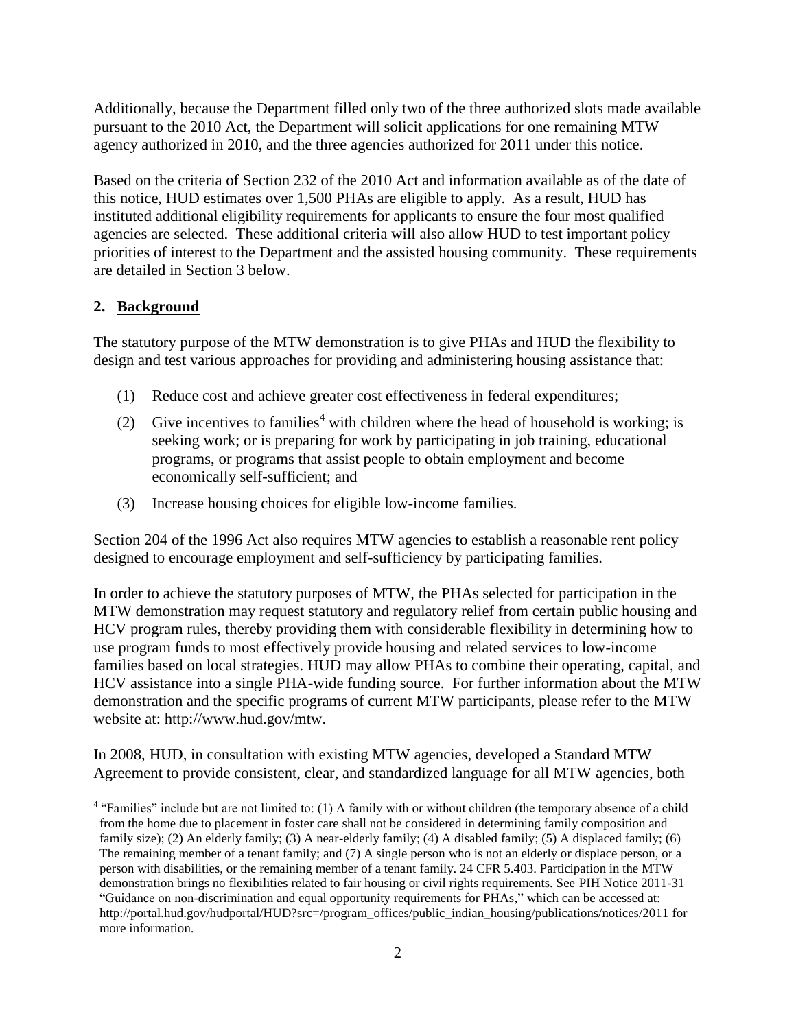Additionally, because the Department filled only two of the three authorized slots made available pursuant to the 2010 Act, the Department will solicit applications for one remaining MTW agency authorized in 2010, and the three agencies authorized for 2011 under this notice.

Based on the criteria of Section 232 of the 2010 Act and information available as of the date of this notice, HUD estimates over 1,500 PHAs are eligible to apply. As a result, HUD has instituted additional eligibility requirements for applicants to ensure the four most qualified agencies are selected. These additional criteria will also allow HUD to test important policy priorities of interest to the Department and the assisted housing community. These requirements are detailed in Section 3 below.

## 2. Background

The statutory purpose of the MTW demonstration is to give PHAs and HUD the flexibility to design and test various approaches for providing and administering housing assistance that:

(1) Reduce cost and achieve greater cost effectiveness in federal expenditures;

(2) Give incentives to families[4] with children where the head of household is working; is seeking work; or is preparing for work by participating in job training, educational programs, or programs that assist people to obtain employment and become economically self-sufficient; and

(3) Increase housing choices for eligible low-income families.

Section 204 of the 1996 Act also requires MTW agencies to establish a reasonable rent policy designed to encourage employment and self-sufficiency by participating families.

In order to achieve the statutory purposes of MTW, the PHAs selected for participation in the MTW demonstration may request statutory and regulatory relief from certain public housing and HCV program rules, thereby providing them with considerable flexibility in determining how to use program funds to most effectively provide housing and related services to low-income families based on local strategies. HUD may allow PHAs to combine their operating, capital, and HCV assistance into a single PHA-wide funding source. For further information about the MTW demonstration and the specific programs of current MTW participants, please refer to the MTW website at: http://www.hud.gov/mtw.

In 2008, HUD, in consultation with existing MTW agencies, developed a Standard MTW Agreement to provide consistent, clear, and standardized language for all MTW agencies, both

---

[4] "Families" include but are not limited to: (1) A family with or without children (the temporary absence of a child from the home due to placement in foster care shall not be considered in determining family composition and family size); (2) An elderly family; (3) A near-elderly family; (4) A disabled family; (5) A displaced family; (6) The remaining member of a tenant family; and (7) A single person who is not an elderly or displace person, or a person with disabilities, or the remaining member of a tenant family. 24 CFR 5.403. Participation in the MTW demonstration brings no flexibilities related to fair housing or civil rights requirements. See PIH Notice 2011-31 "Guidance on non-discrimination and equal opportunity requirements for PHAs," which can be accessed at: http://portal.hud.gov/hudportal/HUD?src=/program_offices/public_indian_housing/publications/notices/2011 for more information.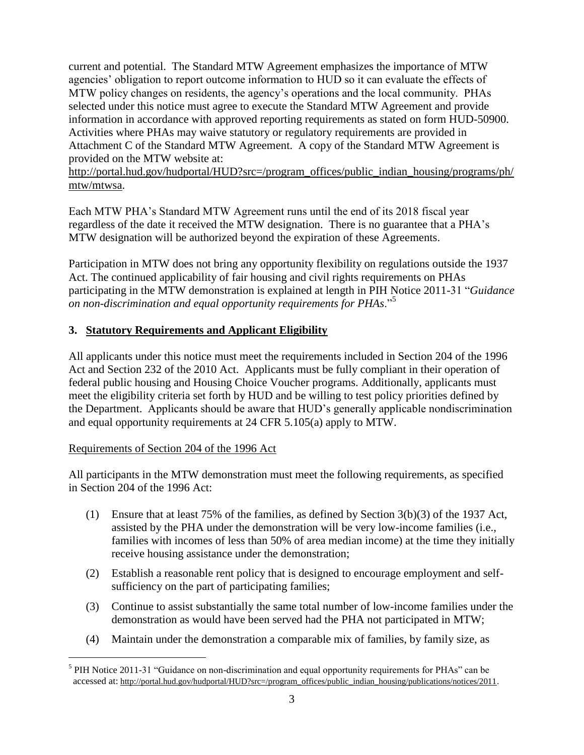current and potential. The Standard MTW Agreement emphasizes the importance of MTW agencies' obligation to report outcome information to HUD so it can evaluate the effects of MTW policy changes on residents, the agency's operations and the local community. PHAs selected under this notice must agree to execute the Standard MTW Agreement and provide information in accordance with approved reporting requirements as stated on form HUD-50900. Activities where PHAs may waive statutory or regulatory requirements are provided in Attachment C of the Standard MTW Agreement. A copy of the Standard MTW Agreement is provided on the MTW website at:
http://portal.hud.gov/hudportal/HUD?src=/program_offices/public_indian_housing/programs/ph/mtw/mtwsa.

Each MTW PHA's Standard MTW Agreement runs until the end of its 2018 fiscal year regardless of the date it received the MTW designation. There is no guarantee that a PHA's MTW designation will be authorized beyond the expiration of these Agreements.

Participation in MTW does not bring any opportunity flexibility on regulations outside the 1937 Act. The continued applicability of fair housing and civil rights requirements on PHAs participating in the MTW demonstration is explained at length in PIH Notice 2011-31 "*Guidance on non-discrimination and equal opportunity requirements for PHAs*."[5]

## 3. Statutory Requirements and Applicant Eligibility

All applicants under this notice must meet the requirements included in Section 204 of the 1996 Act and Section 232 of the 2010 Act. Applicants must be fully compliant in their operation of federal public housing and Housing Choice Voucher programs. Additionally, applicants must meet the eligibility criteria set forth by HUD and be willing to test policy priorities defined by the Department. Applicants should be aware that HUD's generally applicable nondiscrimination and equal opportunity requirements at 24 CFR 5.105(a) apply to MTW.

Requirements of Section 204 of the 1996 Act

All participants in the MTW demonstration must meet the following requirements, as specified in Section 204 of the 1996 Act:

(1) Ensure that at least 75% of the families, as defined by Section 3(b)(3) of the 1937 Act, assisted by the PHA under the demonstration will be very low-income families (i.e., families with incomes of less than 50% of area median income) at the time they initially receive housing assistance under the demonstration;

(2) Establish a reasonable rent policy that is designed to encourage employment and self-sufficiency on the part of participating families;

(3) Continue to assist substantially the same total number of low-income families under the demonstration as would have been served had the PHA not participated in MTW;

(4) Maintain under the demonstration a comparable mix of families, by family size, as

[5] PIH Notice 2011-31 "Guidance on non-discrimination and equal opportunity requirements for PHAs" can be accessed at: http://portal.hud.gov/hudportal/HUD?src=/program_offices/public_indian_housing/publications/notices/2011.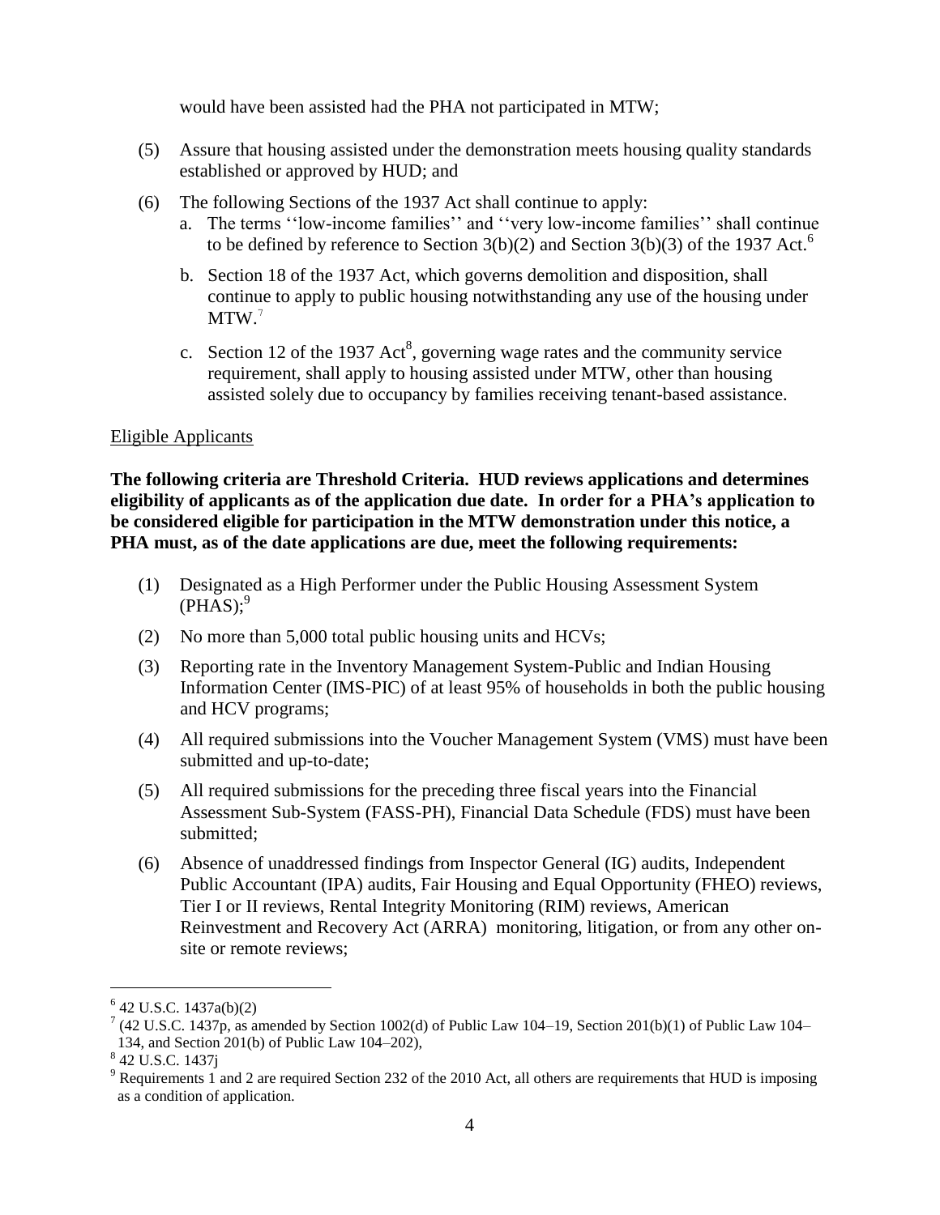would have been assisted had the PHA not participated in MTW;

(5) Assure that housing assisted under the demonstration meets housing quality standards established or approved by HUD; and

(6) The following Sections of the 1937 Act shall continue to apply:
   a. The terms ''low-income families'' and ''very low-income families'' shall continue to be defined by reference to Section 3(b)(2) and Section 3(b)(3) of the 1937 Act.[6]
   b. Section 18 of the 1937 Act, which governs demolition and disposition, shall continue to apply to public housing notwithstanding any use of the housing under MTW.[7]
   c. Section 12 of the 1937 Act[8], governing wage rates and the community service requirement, shall apply to housing assisted under MTW, other than housing assisted solely due to occupancy by families receiving tenant-based assistance.

Eligible Applicants

**The following criteria are Threshold Criteria. HUD reviews applications and determines eligibility of applicants as of the application due date. In order for a PHA's application to be considered eligible for participation in the MTW demonstration under this notice, a PHA must, as of the date applications are due, meet the following requirements:**

(1) Designated as a High Performer under the Public Housing Assessment System (PHAS);[9]

(2) No more than 5,000 total public housing units and HCVs;

(3) Reporting rate in the Inventory Management System-Public and Indian Housing Information Center (IMS-PIC) of at least 95% of households in both the public housing and HCV programs;

(4) All required submissions into the Voucher Management System (VMS) must have been submitted and up-to-date;

(5) All required submissions for the preceding three fiscal years into the Financial Assessment Sub-System (FASS-PH), Financial Data Schedule (FDS) must have been submitted;

(6) Absence of unaddressed findings from Inspector General (IG) audits, Independent Public Accountant (IPA) audits, Fair Housing and Equal Opportunity (FHEO) reviews, Tier I or II reviews, Rental Integrity Monitoring (RIM) reviews, American Reinvestment and Recovery Act (ARRA) monitoring, litigation, or from any other on-site or remote reviews;

---

[6] 42 U.S.C. 1437a(b)(2)

[7] (42 U.S.C. 1437p, as amended by Section 1002(d) of Public Law 104–19, Section 201(b)(1) of Public Law 104–134, and Section 201(b) of Public Law 104–202),

[8] 42 U.S.C. 1437j

[9] Requirements 1 and 2 are required Section 232 of the 2010 Act, all others are requirements that HUD is imposing as a condition of application.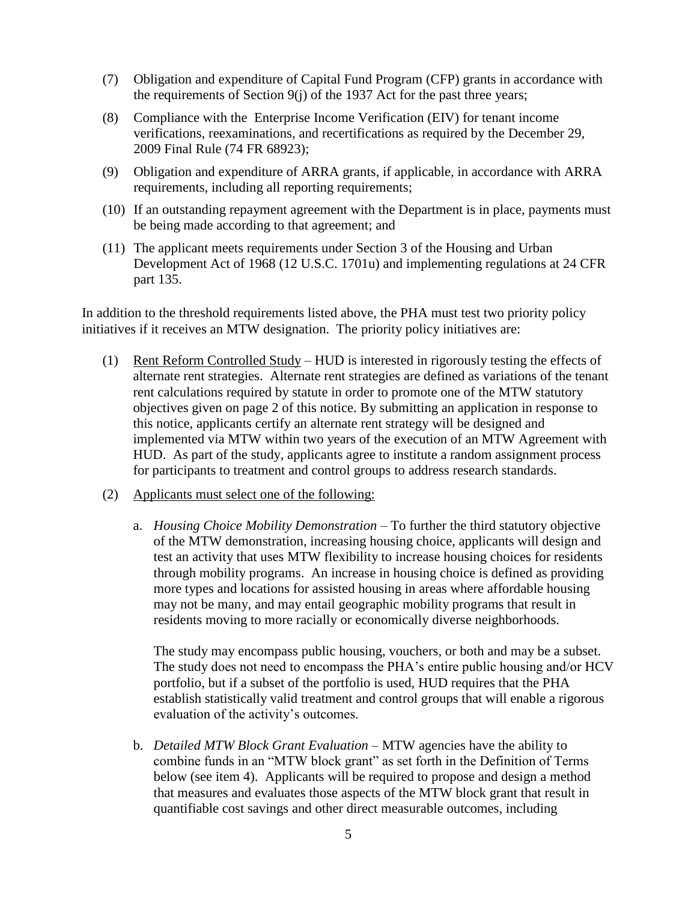(7) Obligation and expenditure of Capital Fund Program (CFP) grants in accordance with the requirements of Section 9(j) of the 1937 Act for the past three years;

(8) Compliance with the Enterprise Income Verification (EIV) for tenant income verifications, reexaminations, and recertifications as required by the December 29, 2009 Final Rule (74 FR 68923);

(9) Obligation and expenditure of ARRA grants, if applicable, in accordance with ARRA requirements, including all reporting requirements;

(10) If an outstanding repayment agreement with the Department is in place, payments must be being made according to that agreement; and

(11) The applicant meets requirements under Section 3 of the Housing and Urban Development Act of 1968 (12 U.S.C. 1701u) and implementing regulations at 24 CFR part 135.

In addition to the threshold requirements listed above, the PHA must test two priority policy initiatives if it receives an MTW designation. The priority policy initiatives are:

(1) <u>Rent Reform Controlled Study</u> – HUD is interested in rigorously testing the effects of alternate rent strategies. Alternate rent strategies are defined as variations of the tenant rent calculations required by statute in order to promote one of the MTW statutory objectives given on page 2 of this notice. By submitting an application in response to this notice, applicants certify an alternate rent strategy will be designed and implemented via MTW within two years of the execution of an MTW Agreement with HUD. As part of the study, applicants agree to institute a random assignment process for participants to treatment and control groups to address research standards.

(2) <u>Applicants must select one of the following:</u>

   a. *Housing Choice Mobility Demonstration* – To further the third statutory objective of the MTW demonstration, increasing housing choice, applicants will design and test an activity that uses MTW flexibility to increase housing choices for residents through mobility programs. An increase in housing choice is defined as providing more types and locations for assisted housing in areas where affordable housing may not be many, and may entail geographic mobility programs that result in residents moving to more racially or economically diverse neighborhoods.

   The study may encompass public housing, vouchers, or both and may be a subset. The study does not need to encompass the PHA's entire public housing and/or HCV portfolio, but if a subset of the portfolio is used, HUD requires that the PHA establish statistically valid treatment and control groups that will enable a rigorous evaluation of the activity's outcomes.

   b. *Detailed MTW Block Grant Evaluation* – MTW agencies have the ability to combine funds in an "MTW block grant" as set forth in the Definition of Terms below (see item 4). Applicants will be required to propose and design a method that measures and evaluates those aspects of the MTW block grant that result in quantifiable cost savings and other direct measurable outcomes, including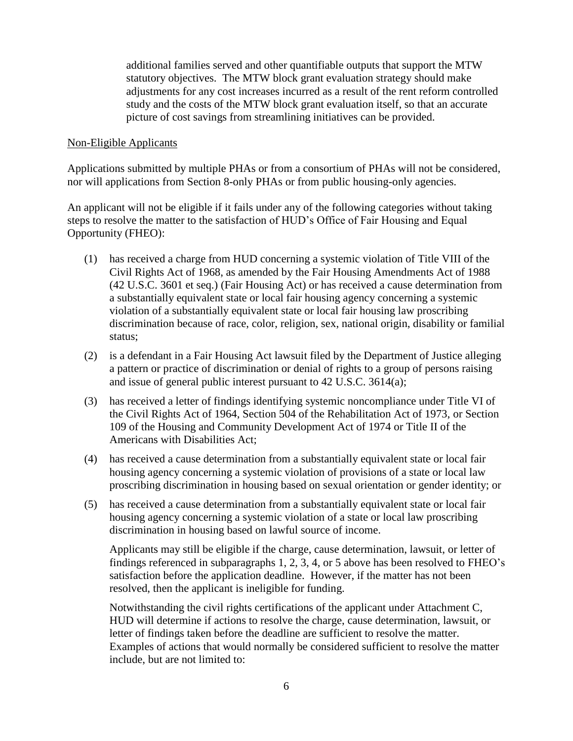additional families served and other quantifiable outputs that support the MTW statutory objectives. The MTW block grant evaluation strategy should make adjustments for any cost increases incurred as a result of the rent reform controlled study and the costs of the MTW block grant evaluation itself, so that an accurate picture of cost savings from streamlining initiatives can be provided.

Non-Eligible Applicants

Applications submitted by multiple PHAs or from a consortium of PHAs will not be considered, nor will applications from Section 8-only PHAs or from public housing-only agencies.

An applicant will not be eligible if it fails under any of the following categories without taking steps to resolve the matter to the satisfaction of HUD's Office of Fair Housing and Equal Opportunity (FHEO):

(1) has received a charge from HUD concerning a systemic violation of Title VIII of the Civil Rights Act of 1968, as amended by the Fair Housing Amendments Act of 1988 (42 U.S.C. 3601 et seq.) (Fair Housing Act) or has received a cause determination from a substantially equivalent state or local fair housing agency concerning a systemic violation of a substantially equivalent state or local fair housing law proscribing discrimination because of race, color, religion, sex, national origin, disability or familial status;

(2) is a defendant in a Fair Housing Act lawsuit filed by the Department of Justice alleging a pattern or practice of discrimination or denial of rights to a group of persons raising and issue of general public interest pursuant to 42 U.S.C. 3614(a);

(3) has received a letter of findings identifying systemic noncompliance under Title VI of the Civil Rights Act of 1964, Section 504 of the Rehabilitation Act of 1973, or Section 109 of the Housing and Community Development Act of 1974 or Title II of the Americans with Disabilities Act;

(4) has received a cause determination from a substantially equivalent state or local fair housing agency concerning a systemic violation of provisions of a state or local law proscribing discrimination in housing based on sexual orientation or gender identity; or

(5) has received a cause determination from a substantially equivalent state or local fair housing agency concerning a systemic violation of a state or local law proscribing discrimination in housing based on lawful source of income.

Applicants may still be eligible if the charge, cause determination, lawsuit, or letter of findings referenced in subparagraphs 1, 2, 3, 4, or 5 above has been resolved to FHEO's satisfaction before the application deadline. However, if the matter has not been resolved, then the applicant is ineligible for funding.

Notwithstanding the civil rights certifications of the applicant under Attachment C, HUD will determine if actions to resolve the charge, cause determination, lawsuit, or letter of findings taken before the deadline are sufficient to resolve the matter. Examples of actions that would normally be considered sufficient to resolve the matter include, but are not limited to: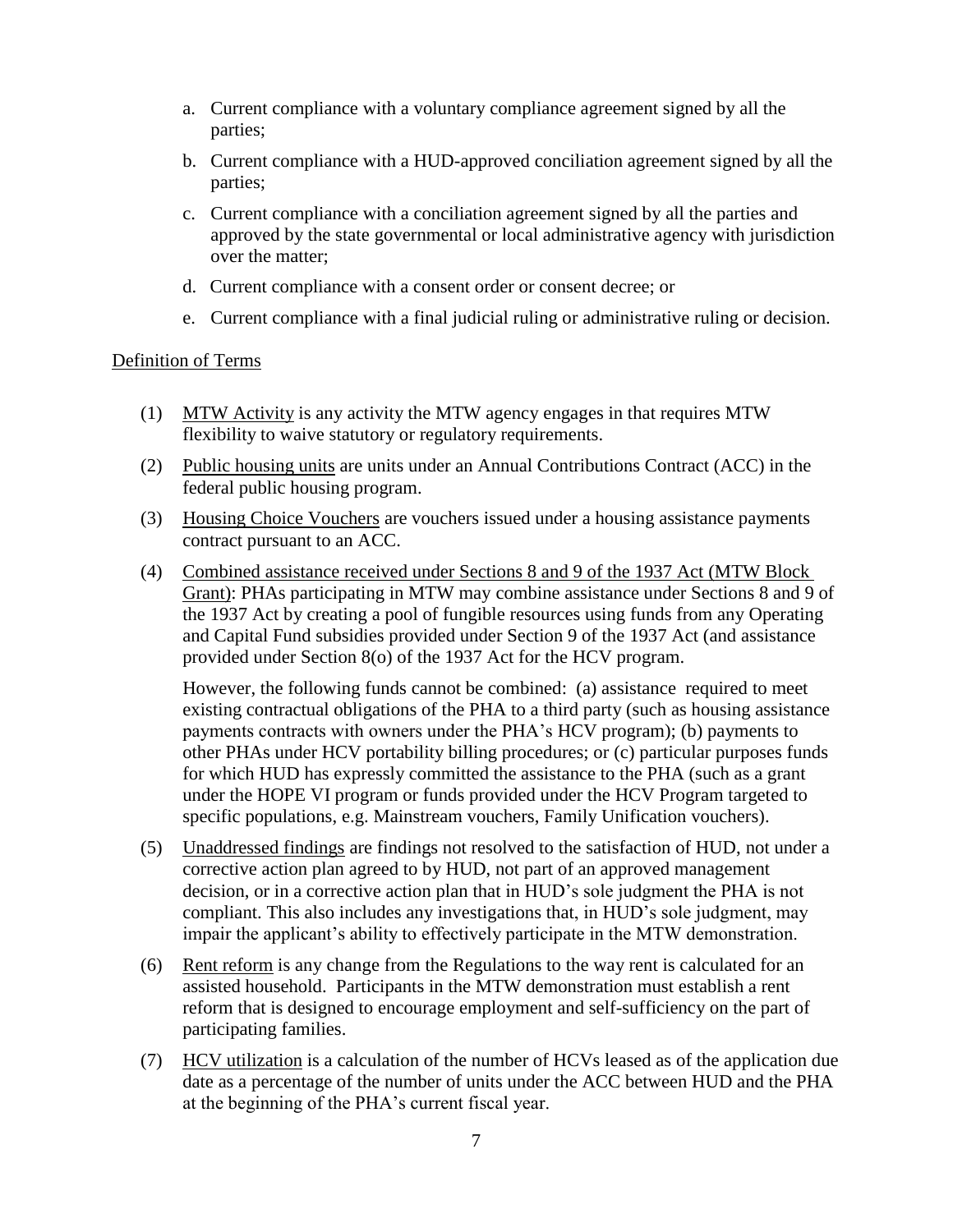a. Current compliance with a voluntary compliance agreement signed by all the parties;

b. Current compliance with a HUD-approved conciliation agreement signed by all the parties;

c. Current compliance with a conciliation agreement signed by all the parties and approved by the state governmental or local administrative agency with jurisdiction over the matter;

d. Current compliance with a consent order or consent decree; or

e. Current compliance with a final judicial ruling or administrative ruling or decision.

Definition of Terms

(1) MTW Activity is any activity the MTW agency engages in that requires MTW flexibility to waive statutory or regulatory requirements.

(2) Public housing units are units under an Annual Contributions Contract (ACC) in the federal public housing program.

(3) Housing Choice Vouchers are vouchers issued under a housing assistance payments contract pursuant to an ACC.

(4) Combined assistance received under Sections 8 and 9 of the 1937 Act (MTW Block Grant): PHAs participating in MTW may combine assistance under Sections 8 and 9 of the 1937 Act by creating a pool of fungible resources using funds from any Operating and Capital Fund subsidies provided under Section 9 of the 1937 Act (and assistance provided under Section 8(o) of the 1937 Act for the HCV program.

However, the following funds cannot be combined: (a) assistance required to meet existing contractual obligations of the PHA to a third party (such as housing assistance payments contracts with owners under the PHA's HCV program); (b) payments to other PHAs under HCV portability billing procedures; or (c) particular purposes funds for which HUD has expressly committed the assistance to the PHA (such as a grant under the HOPE VI program or funds provided under the HCV Program targeted to specific populations, e.g. Mainstream vouchers, Family Unification vouchers).

(5) Unaddressed findings are findings not resolved to the satisfaction of HUD, not under a corrective action plan agreed to by HUD, not part of an approved management decision, or in a corrective action plan that in HUD's sole judgment the PHA is not compliant. This also includes any investigations that, in HUD's sole judgment, may impair the applicant's ability to effectively participate in the MTW demonstration.

(6) Rent reform is any change from the Regulations to the way rent is calculated for an assisted household. Participants in the MTW demonstration must establish a rent reform that is designed to encourage employment and self-sufficiency on the part of participating families.

(7) HCV utilization is a calculation of the number of HCVs leased as of the application due date as a percentage of the number of units under the ACC between HUD and the PHA at the beginning of the PHA's current fiscal year.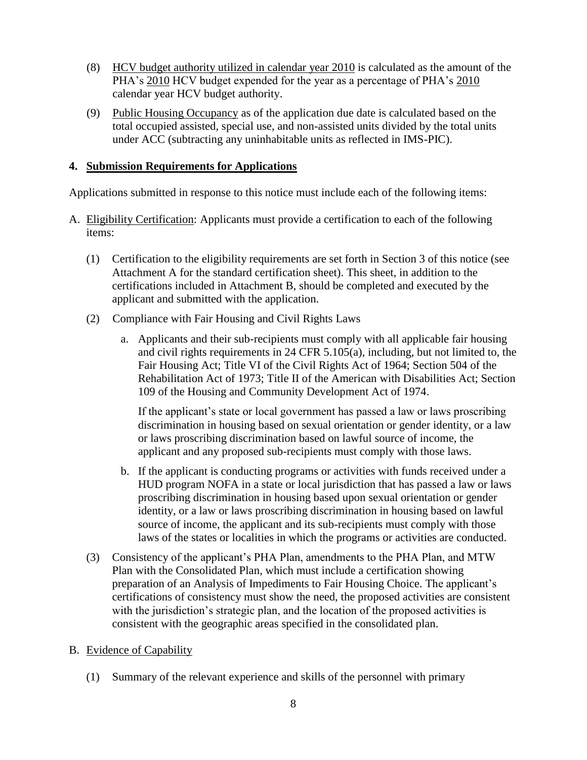(8) <u>HCV budget authority utilized in calendar year 2010</u> is calculated as the amount of the PHA's <u>2010</u> HCV budget expended for the year as a percentage of PHA's <u>2010</u> calendar year HCV budget authority.

(9) <u>Public Housing Occupancy</u> as of the application due date is calculated based on the total occupied assisted, special use, and non-assisted units divided by the total units under ACC (subtracting any uninhabitable units as reflected in IMS-PIC).

## 4. Submission Requirements for Applications

Applications submitted in response to this notice must include each of the following items:

A. <u>Eligibility Certification</u>: Applicants must provide a certification to each of the following items:

(1) Certification to the eligibility requirements are set forth in Section 3 of this notice (see Attachment A for the standard certification sheet). This sheet, in addition to the certifications included in Attachment B, should be completed and executed by the applicant and submitted with the application.

(2) Compliance with Fair Housing and Civil Rights Laws

a. Applicants and their sub-recipients must comply with all applicable fair housing and civil rights requirements in 24 CFR 5.105(a), including, but not limited to, the Fair Housing Act; Title VI of the Civil Rights Act of 1964; Section 504 of the Rehabilitation Act of 1973; Title II of the American with Disabilities Act; Section 109 of the Housing and Community Development Act of 1974.

If the applicant's state or local government has passed a law or laws proscribing discrimination in housing based on sexual orientation or gender identity, or a law or laws proscribing discrimination based on lawful source of income, the applicant and any proposed sub-recipients must comply with those laws.

b. If the applicant is conducting programs or activities with funds received under a HUD program NOFA in a state or local jurisdiction that has passed a law or laws proscribing discrimination in housing based upon sexual orientation or gender identity, or a law or laws proscribing discrimination in housing based on lawful source of income, the applicant and its sub-recipients must comply with those laws of the states or localities in which the programs or activities are conducted.

(3) Consistency of the applicant's PHA Plan, amendments to the PHA Plan, and MTW Plan with the Consolidated Plan, which must include a certification showing preparation of an Analysis of Impediments to Fair Housing Choice. The applicant's certifications of consistency must show the need, the proposed activities are consistent with the jurisdiction's strategic plan, and the location of the proposed activities is consistent with the geographic areas specified in the consolidated plan.

B. <u>Evidence of Capability</u>

(1) Summary of the relevant experience and skills of the personnel with primary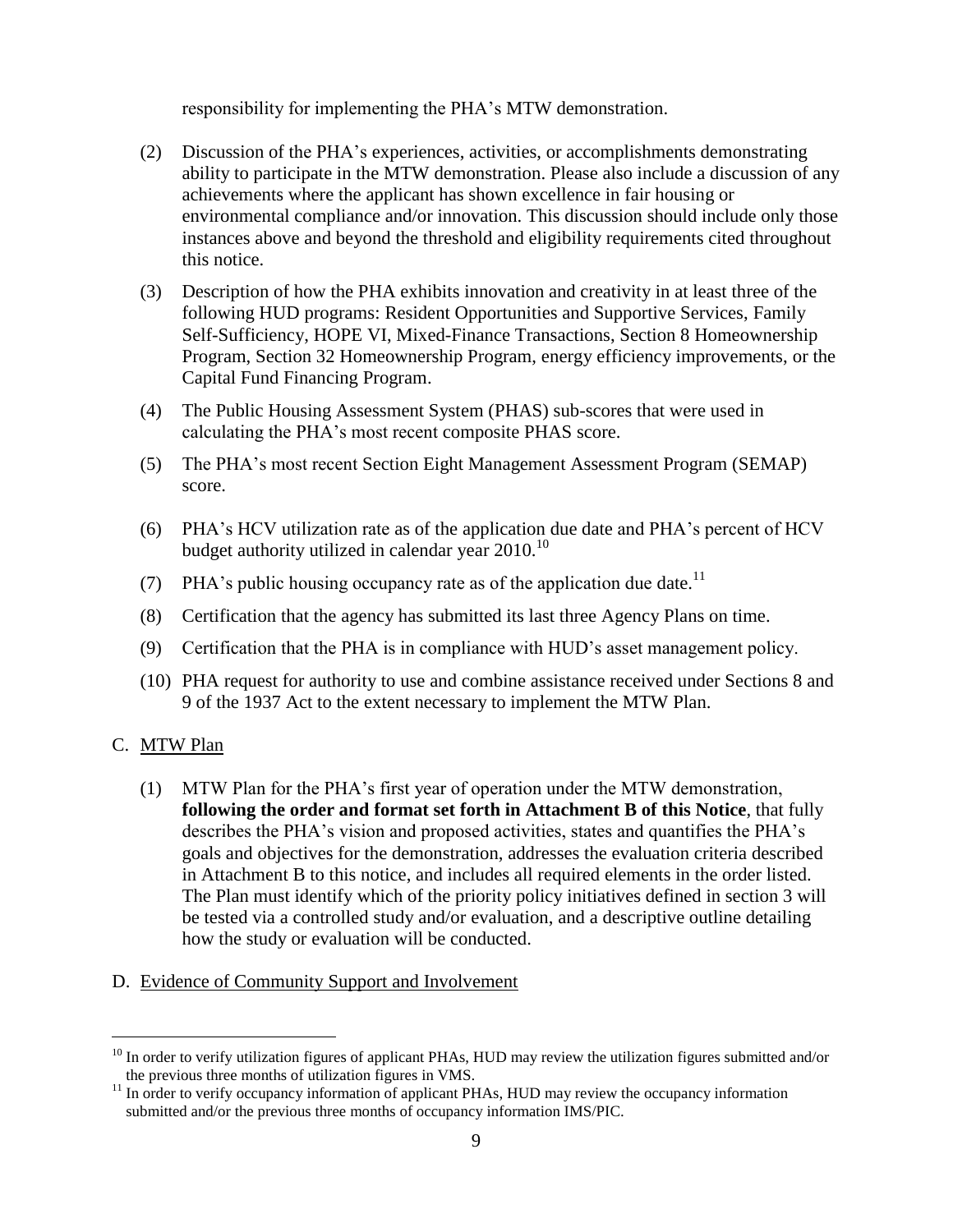responsibility for implementing the PHA's MTW demonstration.

(2) Discussion of the PHA's experiences, activities, or accomplishments demonstrating ability to participate in the MTW demonstration. Please also include a discussion of any achievements where the applicant has shown excellence in fair housing or environmental compliance and/or innovation. This discussion should include only those instances above and beyond the threshold and eligibility requirements cited throughout this notice.

(3) Description of how the PHA exhibits innovation and creativity in at least three of the following HUD programs: Resident Opportunities and Supportive Services, Family Self-Sufficiency, HOPE VI, Mixed-Finance Transactions, Section 8 Homeownership Program, Section 32 Homeownership Program, energy efficiency improvements, or the Capital Fund Financing Program.

(4) The Public Housing Assessment System (PHAS) sub-scores that were used in calculating the PHA's most recent composite PHAS score.

(5) The PHA's most recent Section Eight Management Assessment Program (SEMAP) score.

(6) PHA's HCV utilization rate as of the application due date and PHA's percent of HCV budget authority utilized in calendar year 2010.[10]

(7) PHA's public housing occupancy rate as of the application due date.[11]

(8) Certification that the agency has submitted its last three Agency Plans on time.

(9) Certification that the PHA is in compliance with HUD's asset management policy.

(10) PHA request for authority to use and combine assistance received under Sections 8 and 9 of the 1937 Act to the extent necessary to implement the MTW Plan.

C. <u>MTW Plan</u>

(1) MTW Plan for the PHA's first year of operation under the MTW demonstration, **following the order and format set forth in Attachment B of this Notice**, that fully describes the PHA's vision and proposed activities, states and quantifies the PHA's goals and objectives for the demonstration, addresses the evaluation criteria described in Attachment B to this notice, and includes all required elements in the order listed. The Plan must identify which of the priority policy initiatives defined in section 3 will be tested via a controlled study and/or evaluation, and a descriptive outline detailing how the study or evaluation will be conducted.

D. <u>Evidence of Community Support and Involvement</u>

---

[10] In order to verify utilization figures of applicant PHAs, HUD may review the utilization figures submitted and/or the previous three months of utilization figures in VMS.

[11] In order to verify occupancy information of applicant PHAs, HUD may review the occupancy information submitted and/or the previous three months of occupancy information IMS/PIC.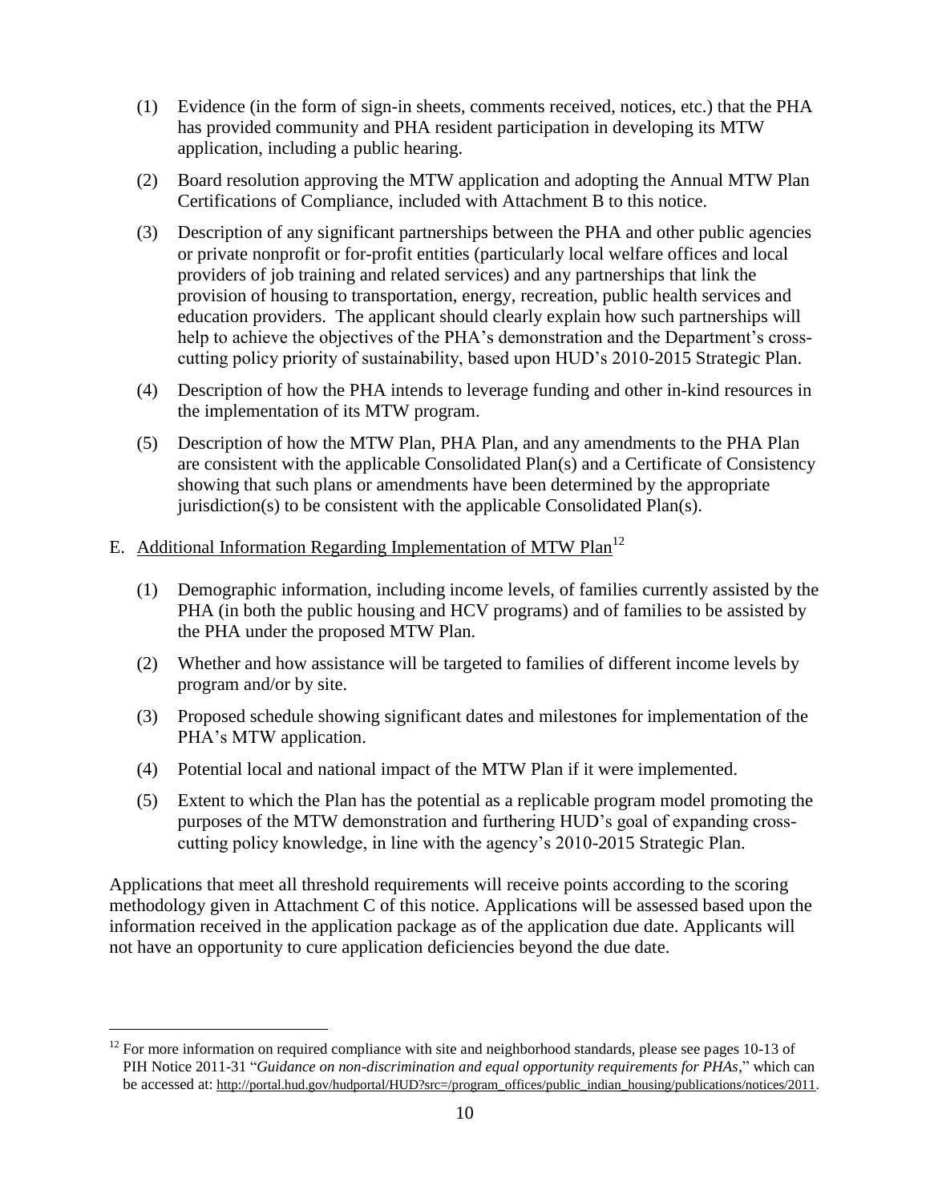(1) Evidence (in the form of sign-in sheets, comments received, notices, etc.) that the PHA has provided community and PHA resident participation in developing its MTW application, including a public hearing.

(2) Board resolution approving the MTW application and adopting the Annual MTW Plan Certifications of Compliance, included with Attachment B to this notice.

(3) Description of any significant partnerships between the PHA and other public agencies or private nonprofit or for-profit entities (particularly local welfare offices and local providers of job training and related services) and any partnerships that link the provision of housing to transportation, energy, recreation, public health services and education providers. The applicant should clearly explain how such partnerships will help to achieve the objectives of the PHA's demonstration and the Department's cross-cutting policy priority of sustainability, based upon HUD's 2010-2015 Strategic Plan.

(4) Description of how the PHA intends to leverage funding and other in-kind resources in the implementation of its MTW program.

(5) Description of how the MTW Plan, PHA Plan, and any amendments to the PHA Plan are consistent with the applicable Consolidated Plan(s) and a Certificate of Consistency showing that such plans or amendments have been determined by the appropriate jurisdiction(s) to be consistent with the applicable Consolidated Plan(s).

E. Additional Information Regarding Implementation of MTW Plan[12]

(1) Demographic information, including income levels, of families currently assisted by the PHA (in both the public housing and HCV programs) and of families to be assisted by the PHA under the proposed MTW Plan.

(2) Whether and how assistance will be targeted to families of different income levels by program and/or by site.

(3) Proposed schedule showing significant dates and milestones for implementation of the PHA's MTW application.

(4) Potential local and national impact of the MTW Plan if it were implemented.

(5) Extent to which the Plan has the potential as a replicable program model promoting the purposes of the MTW demonstration and furthering HUD's goal of expanding cross-cutting policy knowledge, in line with the agency's 2010-2015 Strategic Plan.

Applications that meet all threshold requirements will receive points according to the scoring methodology given in Attachment C of this notice. Applications will be assessed based upon the information received in the application package as of the application due date. Applicants will not have an opportunity to cure application deficiencies beyond the due date.

---

[12] For more information on required compliance with site and neighborhood standards, please see pages 10-13 of PIH Notice 2011-31 "*Guidance on non-discrimination and equal opportunity requirements for PHAs*," which can be accessed at: http://portal.hud.gov/hudportal/HUD?src=/program_offices/public_indian_housing/publications/notices/2011.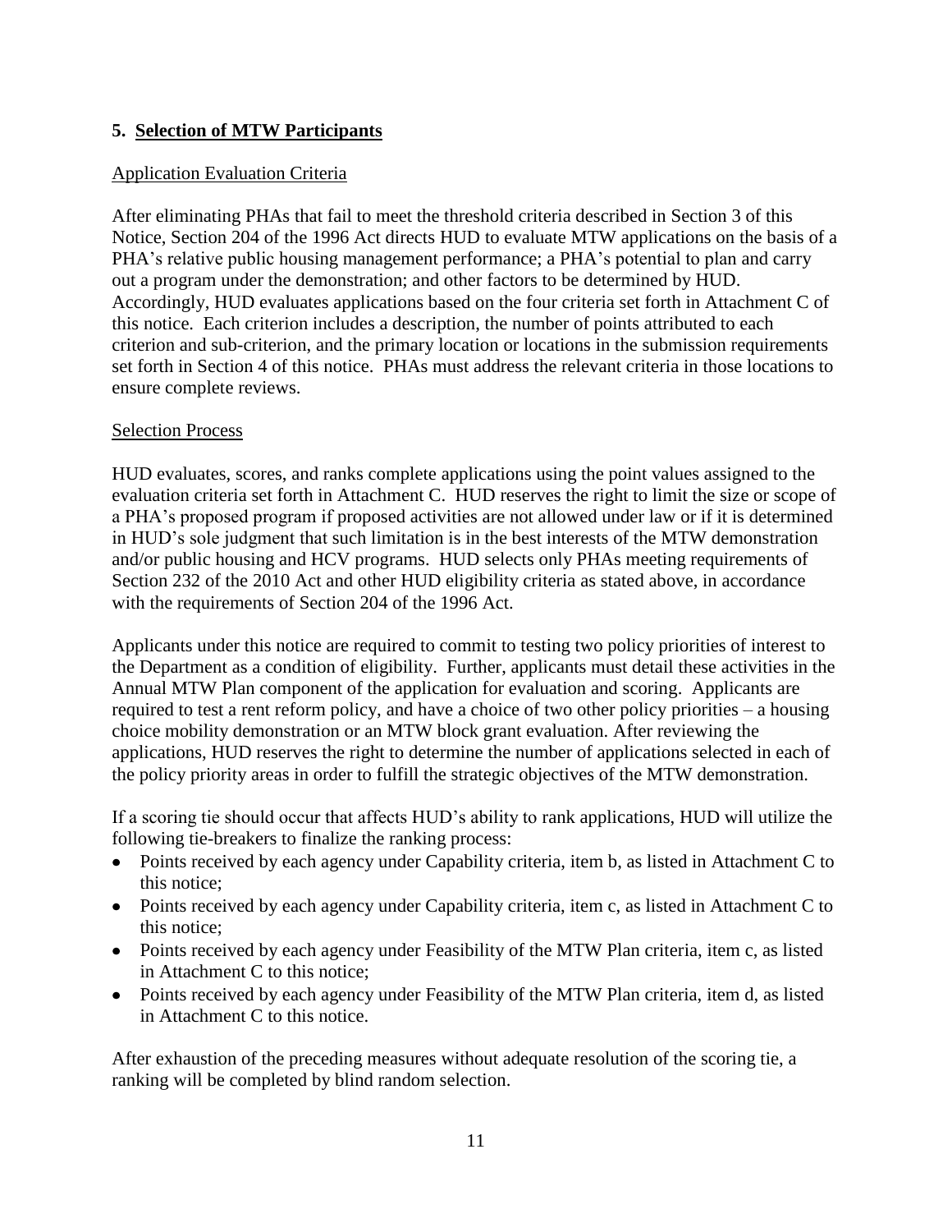## 5. Selection of MTW Participants

### Application Evaluation Criteria

After eliminating PHAs that fail to meet the threshold criteria described in Section 3 of this Notice, Section 204 of the 1996 Act directs HUD to evaluate MTW applications on the basis of a PHA's relative public housing management performance; a PHA's potential to plan and carry out a program under the demonstration; and other factors to be determined by HUD. Accordingly, HUD evaluates applications based on the four criteria set forth in Attachment C of this notice. Each criterion includes a description, the number of points attributed to each criterion and sub-criterion, and the primary location or locations in the submission requirements set forth in Section 4 of this notice. PHAs must address the relevant criteria in those locations to ensure complete reviews.

### Selection Process

HUD evaluates, scores, and ranks complete applications using the point values assigned to the evaluation criteria set forth in Attachment C. HUD reserves the right to limit the size or scope of a PHA's proposed program if proposed activities are not allowed under law or if it is determined in HUD's sole judgment that such limitation is in the best interests of the MTW demonstration and/or public housing and HCV programs. HUD selects only PHAs meeting requirements of Section 232 of the 2010 Act and other HUD eligibility criteria as stated above, in accordance with the requirements of Section 204 of the 1996 Act.

Applicants under this notice are required to commit to testing two policy priorities of interest to the Department as a condition of eligibility. Further, applicants must detail these activities in the Annual MTW Plan component of the application for evaluation and scoring. Applicants are required to test a rent reform policy, and have a choice of two other policy priorities – a housing choice mobility demonstration or an MTW block grant evaluation. After reviewing the applications, HUD reserves the right to determine the number of applications selected in each of the policy priority areas in order to fulfill the strategic objectives of the MTW demonstration.

If a scoring tie should occur that affects HUD's ability to rank applications, HUD will utilize the following tie-breakers to finalize the ranking process:

- Points received by each agency under Capability criteria, item b, as listed in Attachment C to this notice;
- Points received by each agency under Capability criteria, item c, as listed in Attachment C to this notice;
- Points received by each agency under Feasibility of the MTW Plan criteria, item c, as listed in Attachment C to this notice;
- Points received by each agency under Feasibility of the MTW Plan criteria, item d, as listed in Attachment C to this notice.

After exhaustion of the preceding measures without adequate resolution of the scoring tie, a ranking will be completed by blind random selection.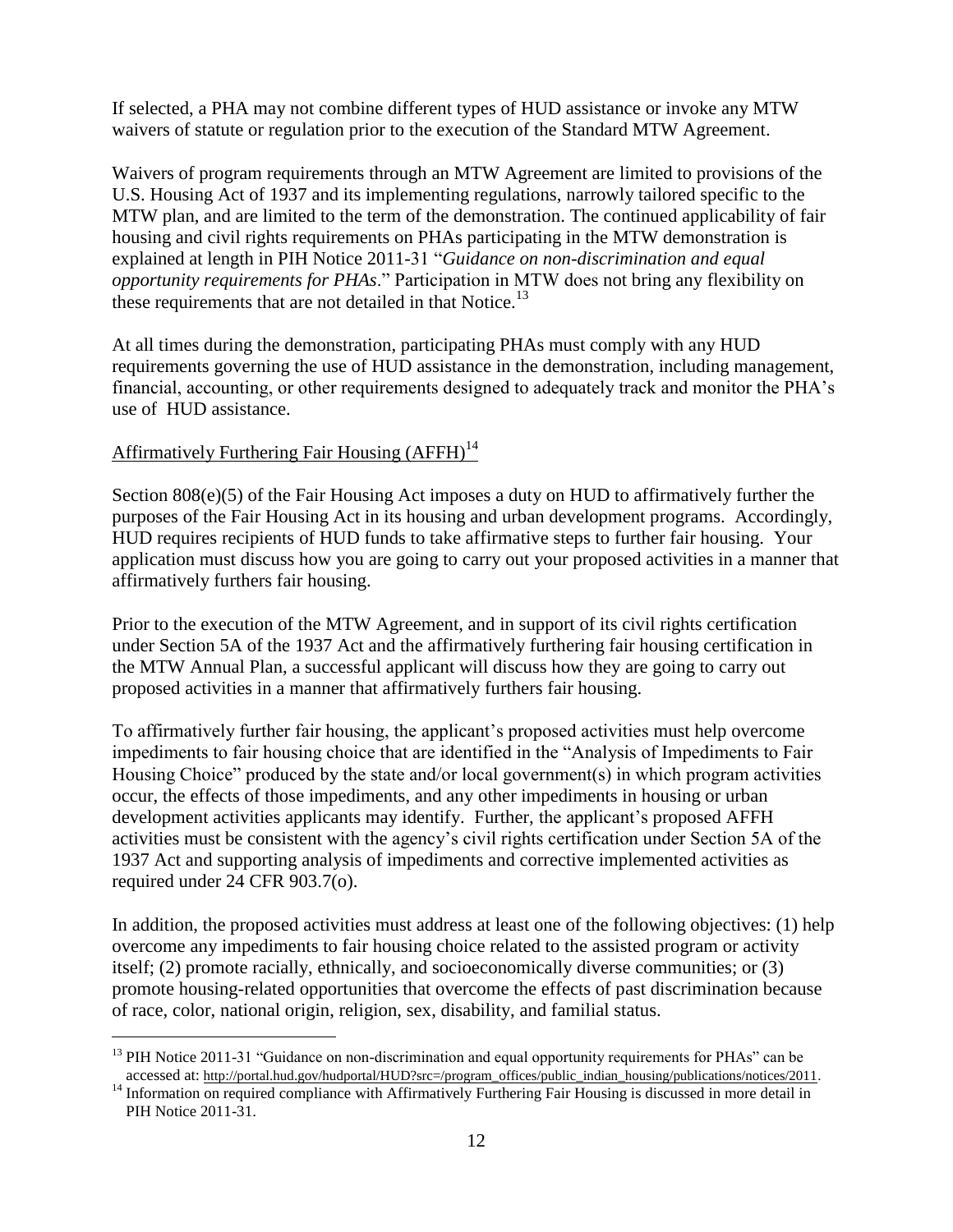If selected, a PHA may not combine different types of HUD assistance or invoke any MTW waivers of statute or regulation prior to the execution of the Standard MTW Agreement.

Waivers of program requirements through an MTW Agreement are limited to provisions of the U.S. Housing Act of 1937 and its implementing regulations, narrowly tailored specific to the MTW plan, and are limited to the term of the demonstration. The continued applicability of fair housing and civil rights requirements on PHAs participating in the MTW demonstration is explained at length in PIH Notice 2011-31 "*Guidance on non-discrimination and equal opportunity requirements for PHAs*." Participation in MTW does not bring any flexibility on these requirements that are not detailed in that Notice.[13]

At all times during the demonstration, participating PHAs must comply with any HUD requirements governing the use of HUD assistance in the demonstration, including management, financial, accounting, or other requirements designed to adequately track and monitor the PHA's use of HUD assistance.

<u>Affirmatively Furthering Fair Housing (AFFH)</u>[14]

Section 808(e)(5) of the Fair Housing Act imposes a duty on HUD to affirmatively further the purposes of the Fair Housing Act in its housing and urban development programs. Accordingly, HUD requires recipients of HUD funds to take affirmative steps to further fair housing. Your application must discuss how you are going to carry out your proposed activities in a manner that affirmatively furthers fair housing.

Prior to the execution of the MTW Agreement, and in support of its civil rights certification under Section 5A of the 1937 Act and the affirmatively furthering fair housing certification in the MTW Annual Plan, a successful applicant will discuss how they are going to carry out proposed activities in a manner that affirmatively furthers fair housing.

To affirmatively further fair housing, the applicant's proposed activities must help overcome impediments to fair housing choice that are identified in the "Analysis of Impediments to Fair Housing Choice" produced by the state and/or local government(s) in which program activities occur, the effects of those impediments, and any other impediments in housing or urban development activities applicants may identify. Further, the applicant's proposed AFFH activities must be consistent with the agency's civil rights certification under Section 5A of the 1937 Act and supporting analysis of impediments and corrective implemented activities as required under 24 CFR 903.7(o).

In addition, the proposed activities must address at least one of the following objectives: (1) help overcome any impediments to fair housing choice related to the assisted program or activity itself; (2) promote racially, ethnically, and socioeconomically diverse communities; or (3) promote housing-related opportunities that overcome the effects of past discrimination because of race, color, national origin, religion, sex, disability, and familial status.

---

[13] PIH Notice 2011-31 "Guidance on non-discrimination and equal opportunity requirements for PHAs" can be accessed at: http://portal.hud.gov/hudportal/HUD?src=/program_offices/public_indian_housing/publications/notices/2011.

[14] Information on required compliance with Affirmatively Furthering Fair Housing is discussed in more detail in PIH Notice 2011-31.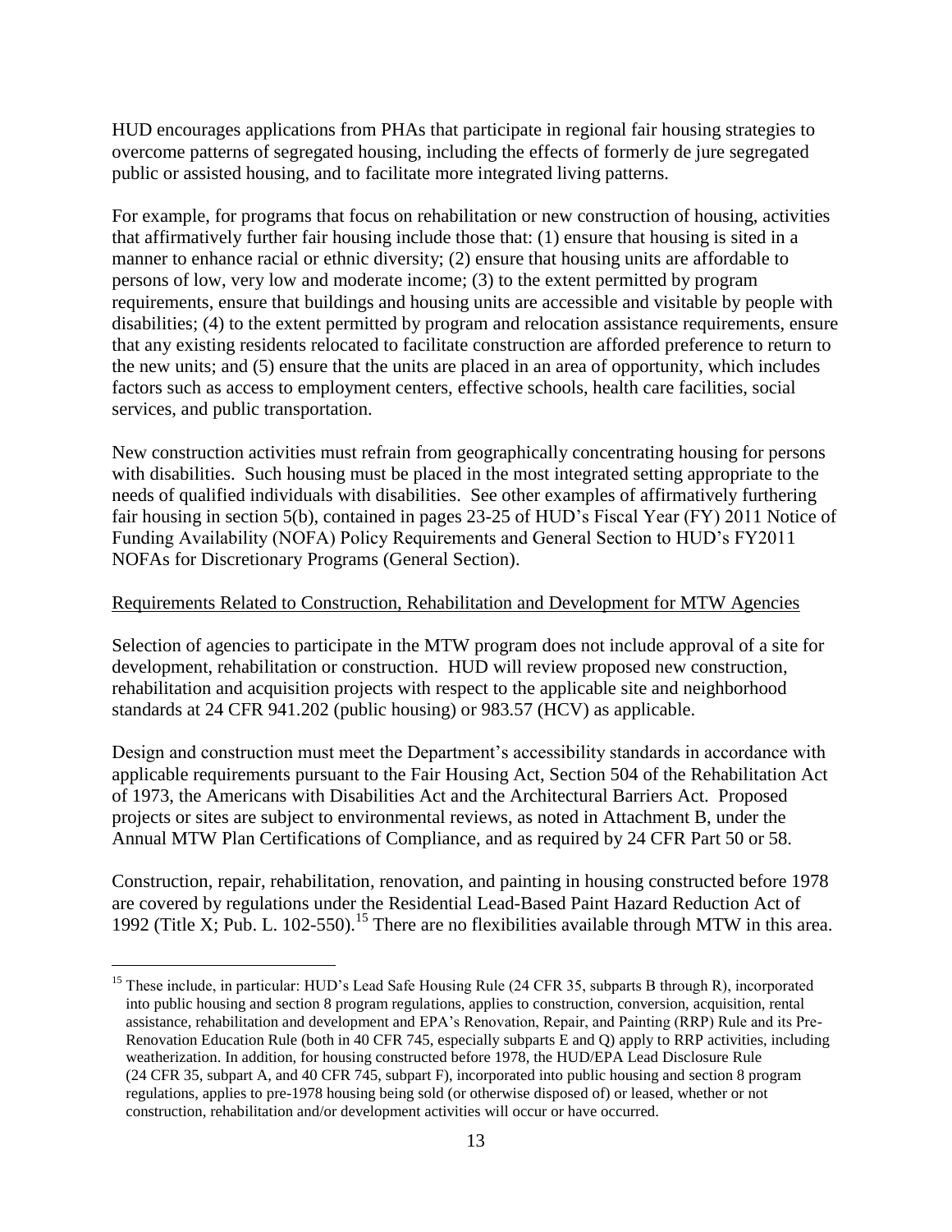HUD encourages applications from PHAs that participate in regional fair housing strategies to overcome patterns of segregated housing, including the effects of formerly de jure segregated public or assisted housing, and to facilitate more integrated living patterns.

For example, for programs that focus on rehabilitation or new construction of housing, activities that affirmatively further fair housing include those that: (1) ensure that housing is sited in a manner to enhance racial or ethnic diversity; (2) ensure that housing units are affordable to persons of low, very low and moderate income; (3) to the extent permitted by program requirements, ensure that buildings and housing units are accessible and visitable by people with disabilities; (4) to the extent permitted by program and relocation assistance requirements, ensure that any existing residents relocated to facilitate construction are afforded preference to return to the new units; and (5) ensure that the units are placed in an area of opportunity, which includes factors such as access to employment centers, effective schools, health care facilities, social services, and public transportation.

New construction activities must refrain from geographically concentrating housing for persons with disabilities. Such housing must be placed in the most integrated setting appropriate to the needs of qualified individuals with disabilities. See other examples of affirmatively furthering fair housing in section 5(b), contained in pages 23-25 of HUD's Fiscal Year (FY) 2011 Notice of Funding Availability (NOFA) Policy Requirements and General Section to HUD's FY2011 NOFAs for Discretionary Programs (General Section).

Requirements Related to Construction, Rehabilitation and Development for MTW Agencies

Selection of agencies to participate in the MTW program does not include approval of a site for development, rehabilitation or construction. HUD will review proposed new construction, rehabilitation and acquisition projects with respect to the applicable site and neighborhood standards at 24 CFR 941.202 (public housing) or 983.57 (HCV) as applicable.

Design and construction must meet the Department's accessibility standards in accordance with applicable requirements pursuant to the Fair Housing Act, Section 504 of the Rehabilitation Act of 1973, the Americans with Disabilities Act and the Architectural Barriers Act. Proposed projects or sites are subject to environmental reviews, as noted in Attachment B, under the Annual MTW Plan Certifications of Compliance, and as required by 24 CFR Part 50 or 58.

Construction, repair, rehabilitation, renovation, and painting in housing constructed before 1978 are covered by regulations under the Residential Lead-Based Paint Hazard Reduction Act of 1992 (Title X; Pub. L. 102-550).[15] There are no flexibilities available through MTW in this area.

---

[15] These include, in particular: HUD's Lead Safe Housing Rule (24 CFR 35, subparts B through R), incorporated into public housing and section 8 program regulations, applies to construction, conversion, acquisition, rental assistance, rehabilitation and development and EPA's Renovation, Repair, and Painting (RRP) Rule and its Pre-Renovation Education Rule (both in 40 CFR 745, especially subparts E and Q) apply to RRP activities, including weatherization. In addition, for housing constructed before 1978, the HUD/EPA Lead Disclosure Rule (24 CFR 35, subpart A, and 40 CFR 745, subpart F), incorporated into public housing and section 8 program regulations, applies to pre-1978 housing being sold (or otherwise disposed of) or leased, whether or not construction, rehabilitation and/or development activities will occur or have occurred.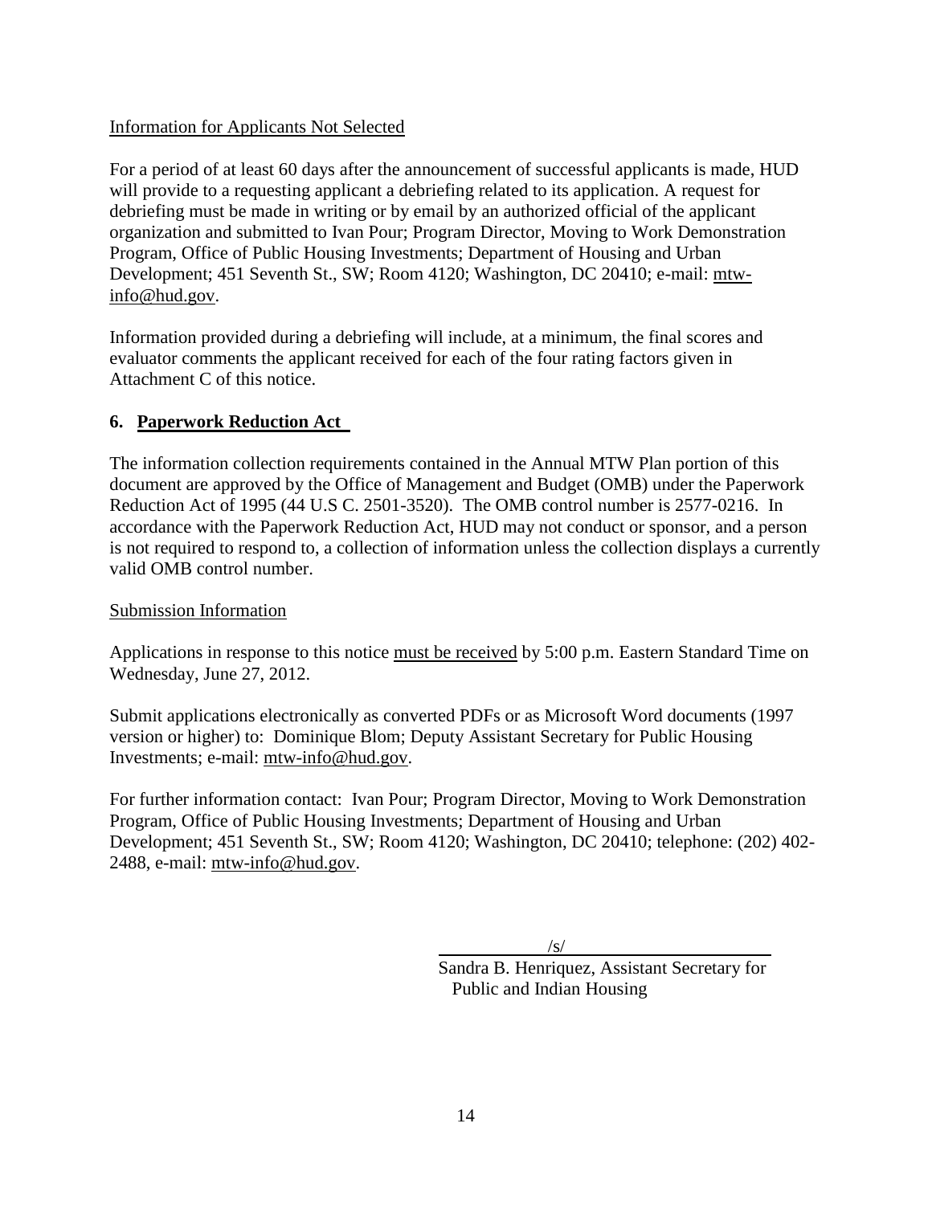Information for Applicants Not Selected

For a period of at least 60 days after the announcement of successful applicants is made, HUD will provide to a requesting applicant a debriefing related to its application. A request for debriefing must be made in writing or by email by an authorized official of the applicant organization and submitted to Ivan Pour; Program Director, Moving to Work Demonstration Program, Office of Public Housing Investments; Department of Housing and Urban Development; 451 Seventh St., SW; Room 4120; Washington, DC 20410; e-mail: mtw-info@hud.gov.

Information provided during a debriefing will include, at a minimum, the final scores and evaluator comments the applicant received for each of the four rating factors given in Attachment C of this notice.

## 6. Paperwork Reduction Act

The information collection requirements contained in the Annual MTW Plan portion of this document are approved by the Office of Management and Budget (OMB) under the Paperwork Reduction Act of 1995 (44 U.S C. 2501-3520). The OMB control number is 2577-0216. In accordance with the Paperwork Reduction Act, HUD may not conduct or sponsor, and a person is not required to respond to, a collection of information unless the collection displays a currently valid OMB control number.

Submission Information

Applications in response to this notice must be received by 5:00 p.m. Eastern Standard Time on Wednesday, June 27, 2012.

Submit applications electronically as converted PDFs or as Microsoft Word documents (1997 version or higher) to: Dominique Blom; Deputy Assistant Secretary for Public Housing Investments; e-mail: mtw-info@hud.gov.

For further information contact: Ivan Pour; Program Director, Moving to Work Demonstration Program, Office of Public Housing Investments; Department of Housing and Urban Development; 451 Seventh St., SW; Room 4120; Washington, DC 20410; telephone: (202) 402-2488, e-mail: mtw-info@hud.gov.

/s/

Sandra B. Henriquez, Assistant Secretary for Public and Indian Housing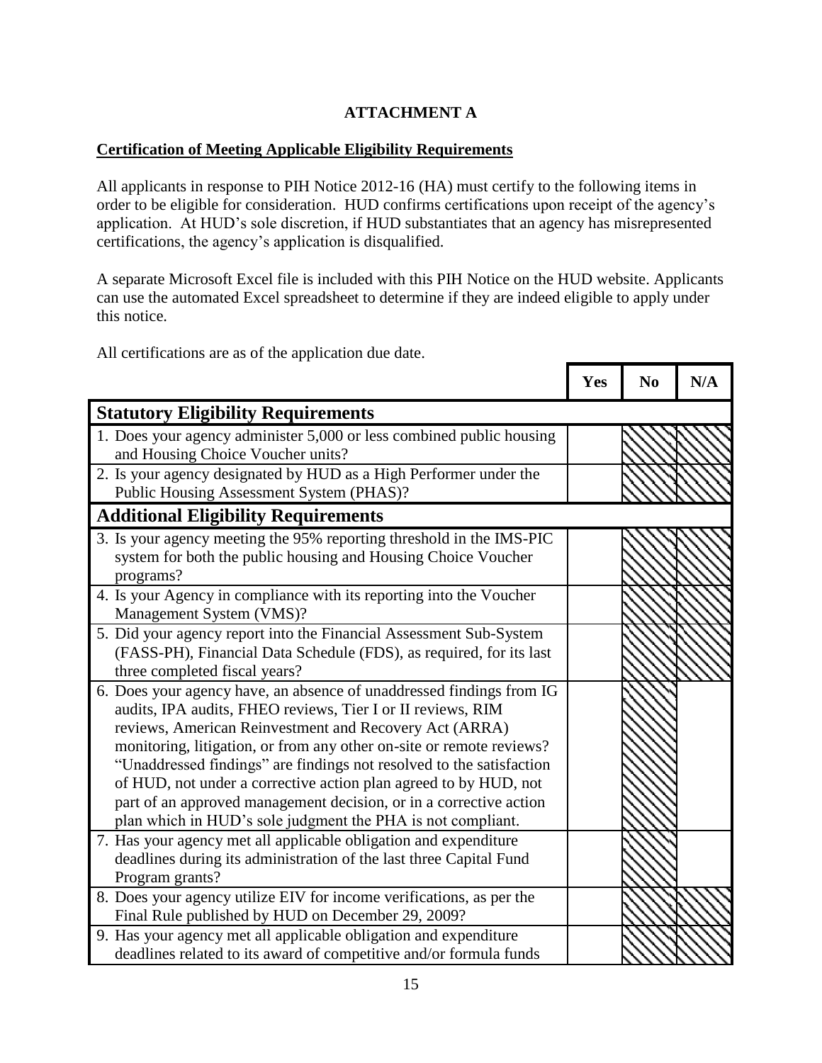**ATTACHMENT A**

**Certification of Meeting Applicable Eligibility Requirements**

All applicants in response to PIH Notice 2012-16 (HA) must certify to the following items in order to be eligible for consideration. HUD confirms certifications upon receipt of the agency's application. At HUD's sole discretion, if HUD substantiates that an agency has misrepresented certifications, the agency's application is disqualified.

A separate Microsoft Excel file is included with this PIH Notice on the HUD website. Applicants can use the automated Excel spreadsheet to determine if they are indeed eligible to apply under this notice.

All certifications are as of the application due date.

| | Yes | No | N/A |
|---|---|---|---|
| **Statutory Eligibility Requirements** | | | |
| 1. Does your agency administer 5,000 or less combined public housing and Housing Choice Voucher units? | | | |
| 2. Is your agency designated by HUD as a High Performer under the Public Housing Assessment System (PHAS)? | | | |
| **Additional Eligibility Requirements** | | | |
| 3. Is your agency meeting the 95% reporting threshold in the IMS-PIC system for both the public housing and Housing Choice Voucher programs? | | | |
| 4. Is your Agency in compliance with its reporting into the Voucher Management System (VMS)? | | | |
| 5. Did your agency report into the Financial Assessment Sub-System (FASS-PH), Financial Data Schedule (FDS), as required, for its last three completed fiscal years? | | | |
| 6. Does your agency have, an absence of unaddressed findings from IG audits, IPA audits, FHEO reviews, Tier I or II reviews, RIM reviews, American Reinvestment and Recovery Act (ARRA) monitoring, litigation, or from any other on-site or remote reviews? "Unaddressed findings" are findings not resolved to the satisfaction of HUD, not under a corrective action plan agreed to by HUD, not part of an approved management decision, or in a corrective action plan which in HUD's sole judgment the PHA is not compliant. | | | |
| 7. Has your agency met all applicable obligation and expenditure deadlines during its administration of the last three Capital Fund Program grants? | | | |
| 8. Does your agency utilize EIV for income verifications, as per the Final Rule published by HUD on December 29, 2009? | | | |
| 9. Has your agency met all applicable obligation and expenditure deadlines related to its award of competitive and/or formula funds | | | |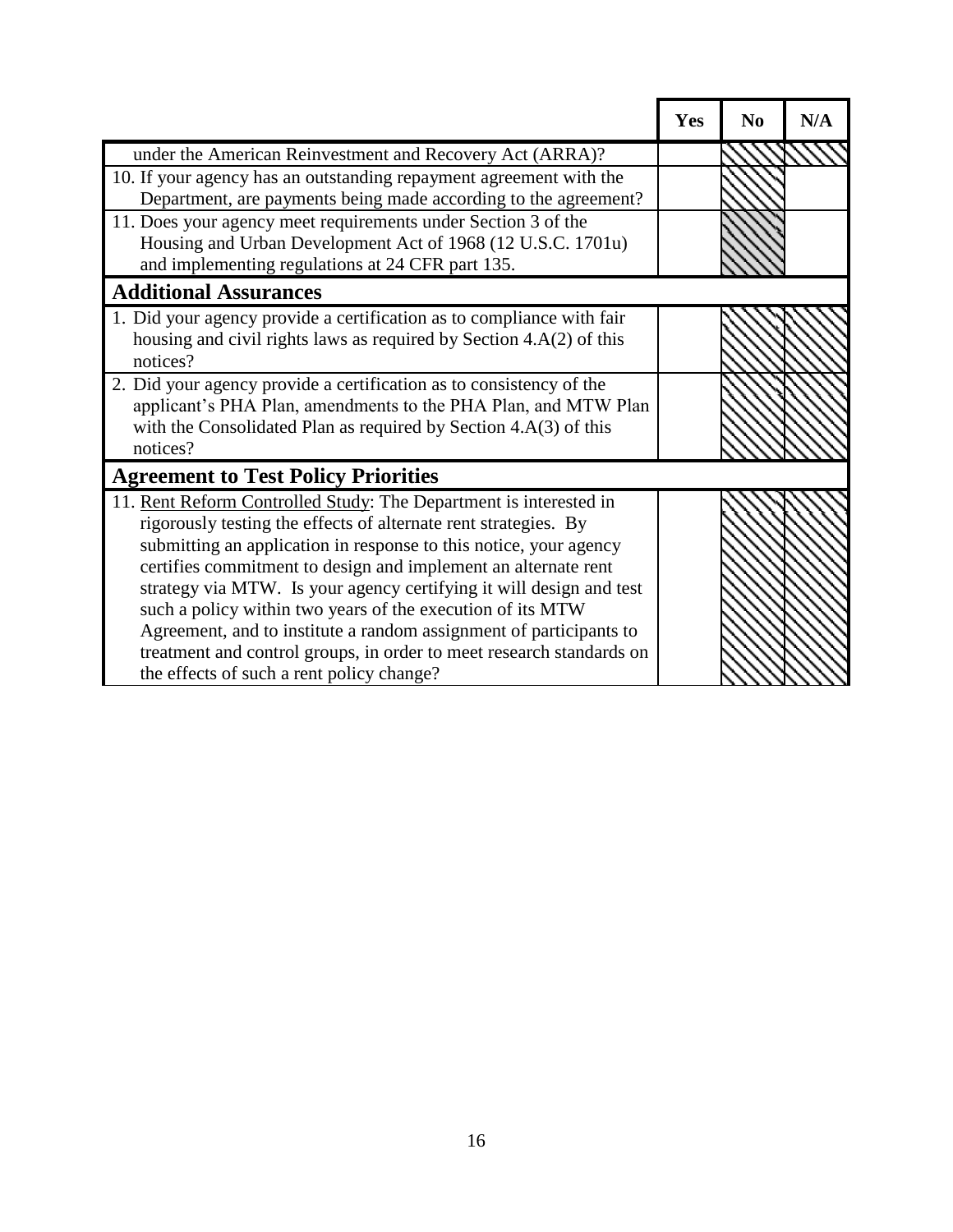| | Yes | No | N/A |
|---|---|---|---|
| under the American Reinvestment and Recovery Act (ARRA)? | | | |
| 10. If your agency has an outstanding repayment agreement with the Department, are payments being made according to the agreement? | | | |
| 11. Does your agency meet requirements under Section 3 of the Housing and Urban Development Act of 1968 (12 U.S.C. 1701u) and implementing regulations at 24 CFR part 135. | | | |
| **Additional Assurances** | | | |
| 1. Did your agency provide a certification as to compliance with fair housing and civil rights laws as required by Section 4.A(2) of this notices? | | | |
| 2. Did your agency provide a certification as to consistency of the applicant's PHA Plan, amendments to the PHA Plan, and MTW Plan with the Consolidated Plan as required by Section 4.A(3) of this notices? | | | |
| **Agreement to Test Policy Priorities** | | | |
| 11. <u>Rent Reform Controlled Study</u>: The Department is interested in rigorously testing the effects of alternate rent strategies. By submitting an application in response to this notice, your agency certifies commitment to design and implement an alternate rent strategy via MTW. Is your agency certifying it will design and test such a policy within two years of the execution of its MTW Agreement, and to institute a random assignment of participants to treatment and control groups, in order to meet research standards on the effects of such a rent policy change? | | | |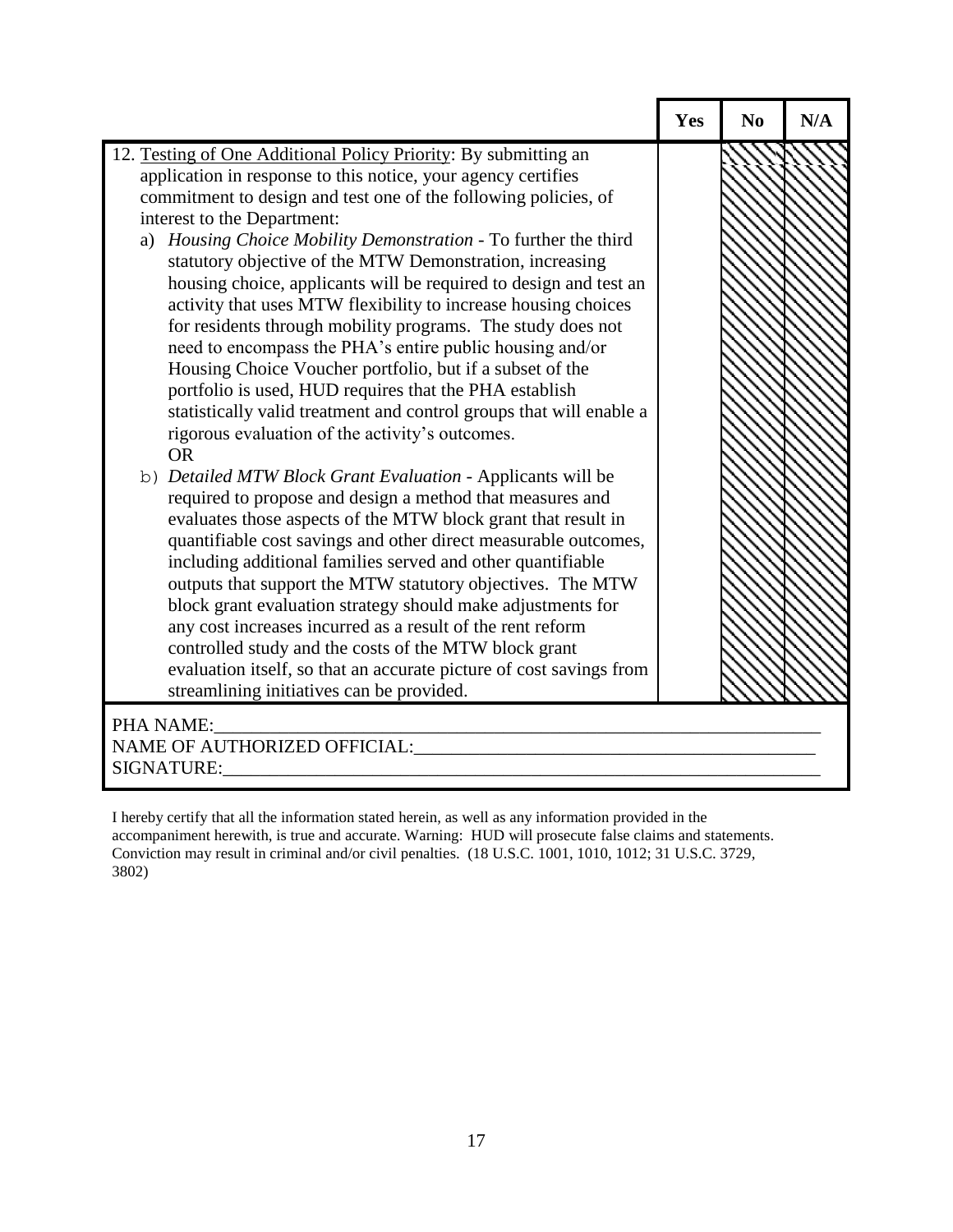| | Yes | No | N/A |
|---|---|---|---|
| 12. Testing of One Additional Policy Priority: By submitting an application in response to this notice, your agency certifies commitment to design and test one of the following policies, of interest to the Department:<br>a) *Housing Choice Mobility Demonstration* - To further the third statutory objective of the MTW Demonstration, increasing housing choice, applicants will be required to design and test an activity that uses MTW flexibility to increase housing choices for residents through mobility programs. The study does not need to encompass the PHA's entire public housing and/or Housing Choice Voucher portfolio, but if a subset of the portfolio is used, HUD requires that the PHA establish statistically valid treatment and control groups that will enable a rigorous evaluation of the activity's outcomes.<br>OR<br>b) *Detailed MTW Block Grant Evaluation* - Applicants will be required to propose and design a method that measures and evaluates those aspects of the MTW block grant that result in quantifiable cost savings and other direct measurable outcomes, including additional families served and other quantifiable outputs that support the MTW statutory objectives. The MTW block grant evaluation strategy should make adjustments for any cost increases incurred as a result of the rent reform controlled study and the costs of the MTW block grant evaluation itself, so that an accurate picture of cost savings from streamlining initiatives can be provided. | | | |

PHA NAME:\_\_\_\_\_\_\_\_\_\_\_\_\_\_\_\_\_\_\_\_\_\_\_\_\_\_\_\_\_\_\_\_\_\_\_\_\_\_\_\_\_\_\_\_\_\_\_\_\_\_\_\_\_\_\_\_\_\_\_\_\_\_\_\_\_\_

NAME OF AUTHORIZED OFFICIAL:\_\_\_\_\_\_\_\_\_\_\_\_\_\_\_\_\_\_\_\_\_\_\_\_\_\_\_\_\_\_\_\_\_\_\_\_\_\_\_\_\_\_\_\_\_

SIGNATURE:\_\_\_\_\_\_\_\_\_\_\_\_\_\_\_\_\_\_\_\_\_\_\_\_\_\_\_\_\_\_\_\_\_\_\_\_\_\_\_\_\_\_\_\_\_\_\_\_\_\_\_\_\_\_\_\_\_\_\_\_\_\_\_\_\_

I hereby certify that all the information stated herein, as well as any information provided in the accompaniment herewith, is true and accurate. Warning: HUD will prosecute false claims and statements. Conviction may result in criminal and/or civil penalties. (18 U.S.C. 1001, 1010, 1012; 31 U.S.C. 3729, 3802)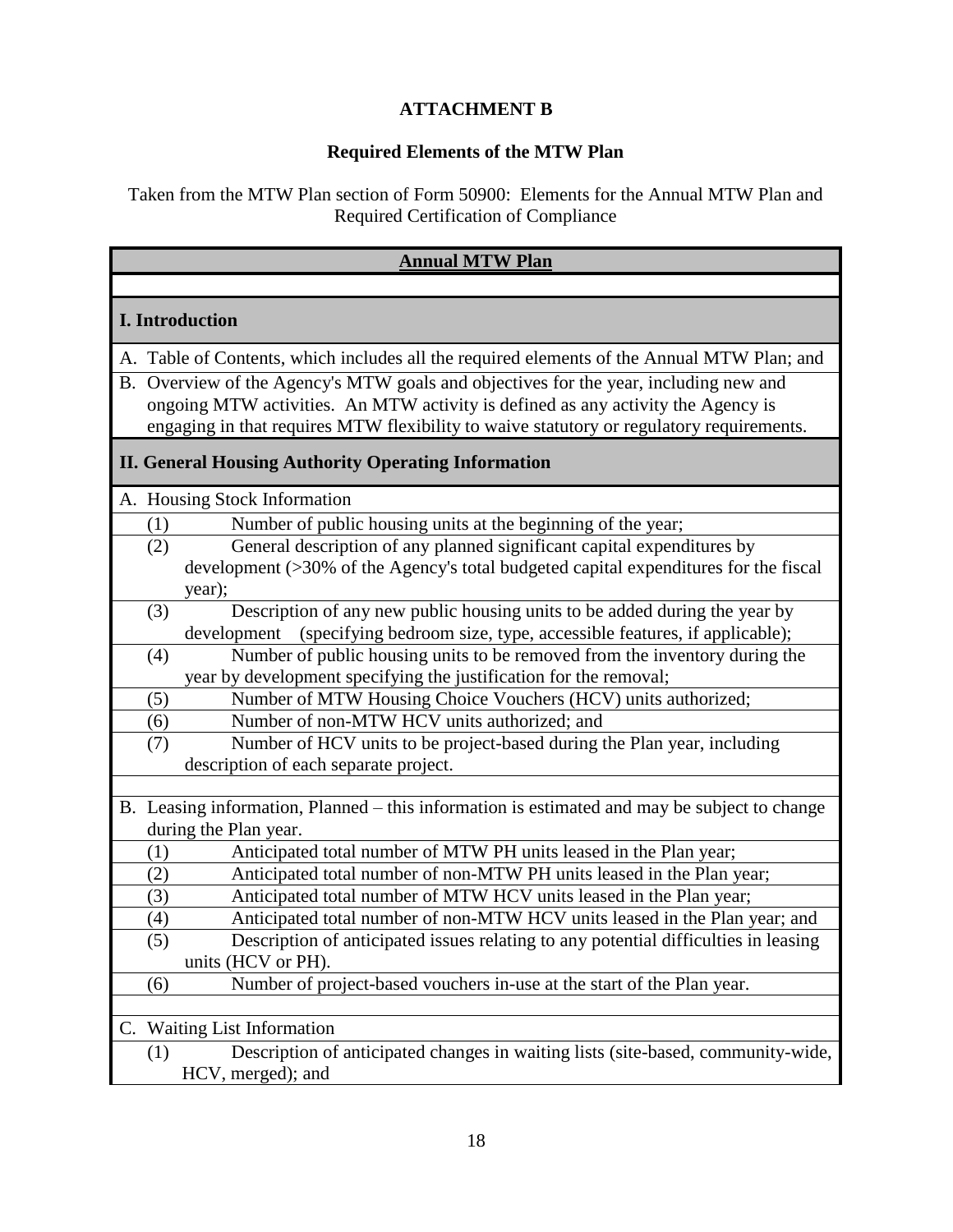**ATTACHMENT B**

**Required Elements of the MTW Plan**

Taken from the MTW Plan section of Form 50900: Elements for the Annual MTW Plan and Required Certification of Compliance

| **Annual MTW Plan** |
|---|
| |
| **I. Introduction** |
| A. Table of Contents, which includes all the required elements of the Annual MTW Plan; and |
| B. Overview of the Agency's MTW goals and objectives for the year, including new and ongoing MTW activities. An MTW activity is defined as any activity the Agency is engaging in that requires MTW flexibility to waive statutory or regulatory requirements. |
| **II. General Housing Authority Operating Information** |
| A. Housing Stock Information |
| (1) Number of public housing units at the beginning of the year; |
| (2) General description of any planned significant capital expenditures by development (>30% of the Agency's total budgeted capital expenditures for the fiscal year); |
| (3) Description of any new public housing units to be added during the year by development (specifying bedroom size, type, accessible features, if applicable); |
| (4) Number of public housing units to be removed from the inventory during the year by development specifying the justification for the removal; |
| (5) Number of MTW Housing Choice Vouchers (HCV) units authorized; |
| (6) Number of non-MTW HCV units authorized; and |
| (7) Number of HCV units to be project-based during the Plan year, including description of each separate project. |
| |
| B. Leasing information, Planned – this information is estimated and may be subject to change during the Plan year. |
| (1) Anticipated total number of MTW PH units leased in the Plan year; |
| (2) Anticipated total number of non-MTW PH units leased in the Plan year; |
| (3) Anticipated total number of MTW HCV units leased in the Plan year; |
| (4) Anticipated total number of non-MTW HCV units leased in the Plan year; and |
| (5) Description of anticipated issues relating to any potential difficulties in leasing units (HCV or PH). |
| (6) Number of project-based vouchers in-use at the start of the Plan year. |
| |
| C. Waiting List Information |
| (1) Description of anticipated changes in waiting lists (site-based, community-wide, HCV, merged); and |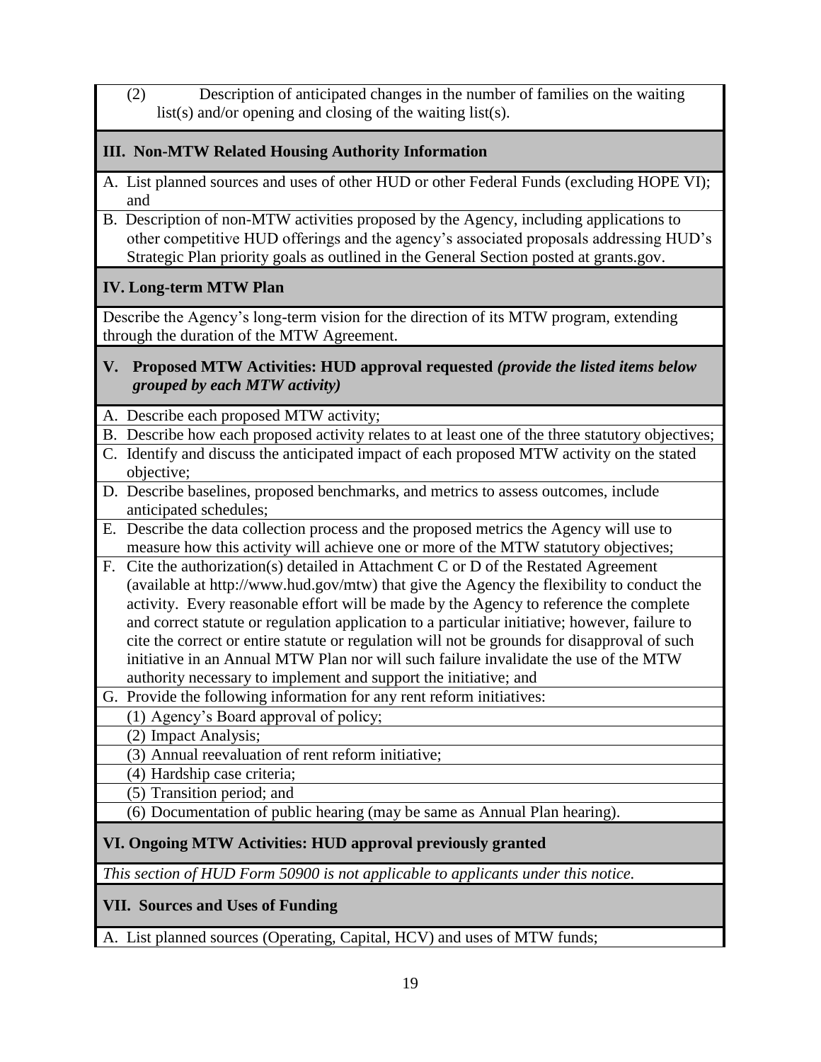(2) Description of anticipated changes in the number of families on the waiting list(s) and/or opening and closing of the waiting list(s).

**III. Non-MTW Related Housing Authority Information**

A. List planned sources and uses of other HUD or other Federal Funds (excluding HOPE VI); and

B. Description of non-MTW activities proposed by the Agency, including applications to other competitive HUD offerings and the agency's associated proposals addressing HUD's Strategic Plan priority goals as outlined in the General Section posted at grants.gov.

**IV. Long-term MTW Plan**

Describe the Agency's long-term vision for the direction of its MTW program, extending through the duration of the MTW Agreement.

**V. Proposed MTW Activities: HUD approval requested** ***(provide the listed items below grouped by each MTW activity)***

A. Describe each proposed MTW activity;

B. Describe how each proposed activity relates to at least one of the three statutory objectives;

C. Identify and discuss the anticipated impact of each proposed MTW activity on the stated objective;

D. Describe baselines, proposed benchmarks, and metrics to assess outcomes, include anticipated schedules;

E. Describe the data collection process and the proposed metrics the Agency will use to measure how this activity will achieve one or more of the MTW statutory objectives;

F. Cite the authorization(s) detailed in Attachment C or D of the Restated Agreement (available at http://www.hud.gov/mtw) that give the Agency the flexibility to conduct the activity. Every reasonable effort will be made by the Agency to reference the complete and correct statute or regulation application to a particular initiative; however, failure to cite the correct or entire statute or regulation will not be grounds for disapproval of such initiative in an Annual MTW Plan nor will such failure invalidate the use of the MTW authority necessary to implement and support the initiative; and

G. Provide the following information for any rent reform initiatives:

(1) Agency's Board approval of policy;

(2) Impact Analysis;

(3) Annual reevaluation of rent reform initiative;

(4) Hardship case criteria;

(5) Transition period; and

(6) Documentation of public hearing (may be same as Annual Plan hearing).

**VI. Ongoing MTW Activities: HUD approval previously granted**

*This section of HUD Form 50900 is not applicable to applicants under this notice.*

**VII. Sources and Uses of Funding**

A. List planned sources (Operating, Capital, HCV) and uses of MTW funds;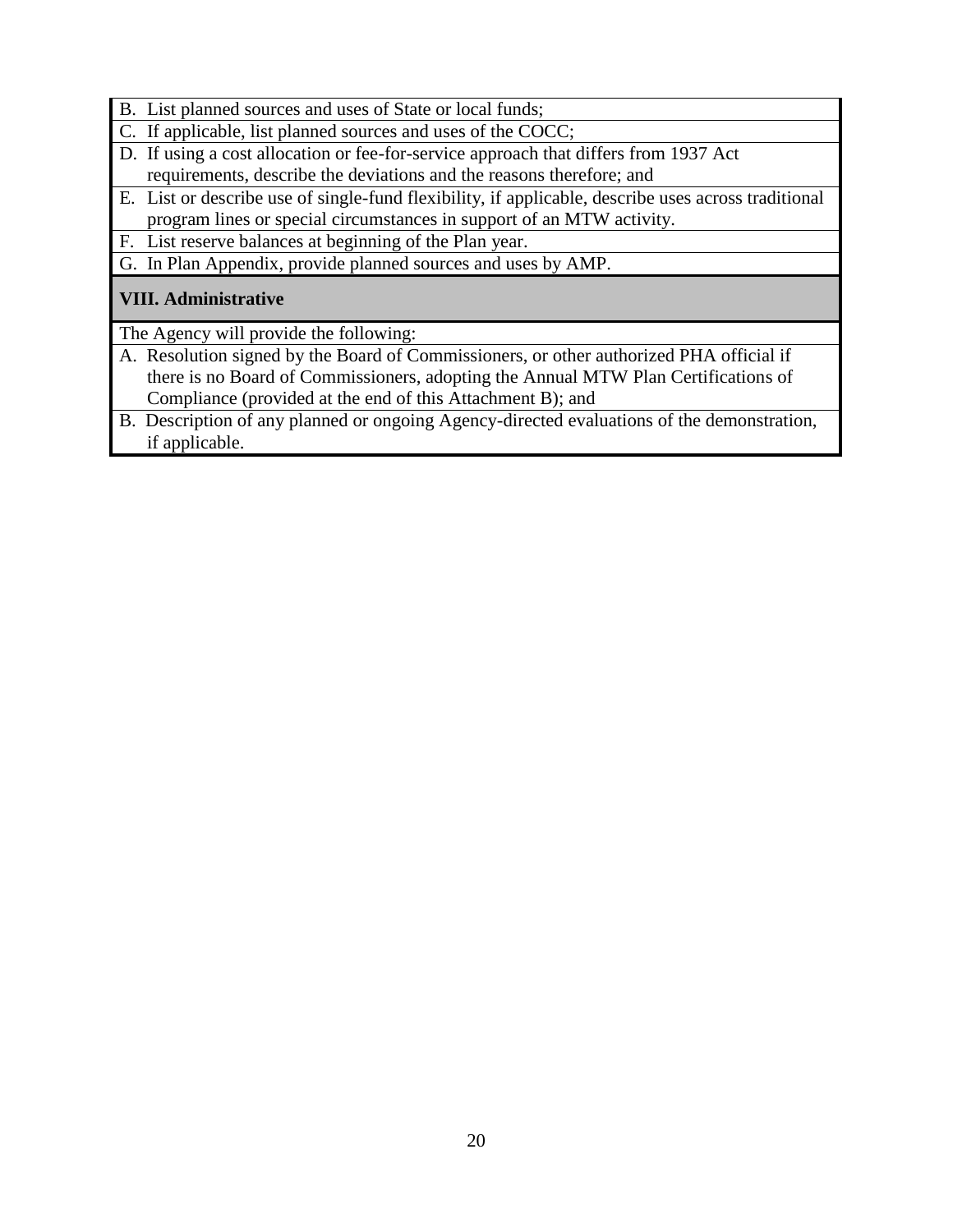B. List planned sources and uses of State or local funds;

C. If applicable, list planned sources and uses of the COCC;

D. If using a cost allocation or fee-for-service approach that differs from 1937 Act requirements, describe the deviations and the reasons therefore; and

E. List or describe use of single-fund flexibility, if applicable, describe uses across traditional program lines or special circumstances in support of an MTW activity.

F. List reserve balances at beginning of the Plan year.

G. In Plan Appendix, provide planned sources and uses by AMP.

## VIII. Administrative

The Agency will provide the following:

A. Resolution signed by the Board of Commissioners, or other authorized PHA official if there is no Board of Commissioners, adopting the Annual MTW Plan Certifications of Compliance (provided at the end of this Attachment B); and

B. Description of any planned or ongoing Agency-directed evaluations of the demonstration, if applicable.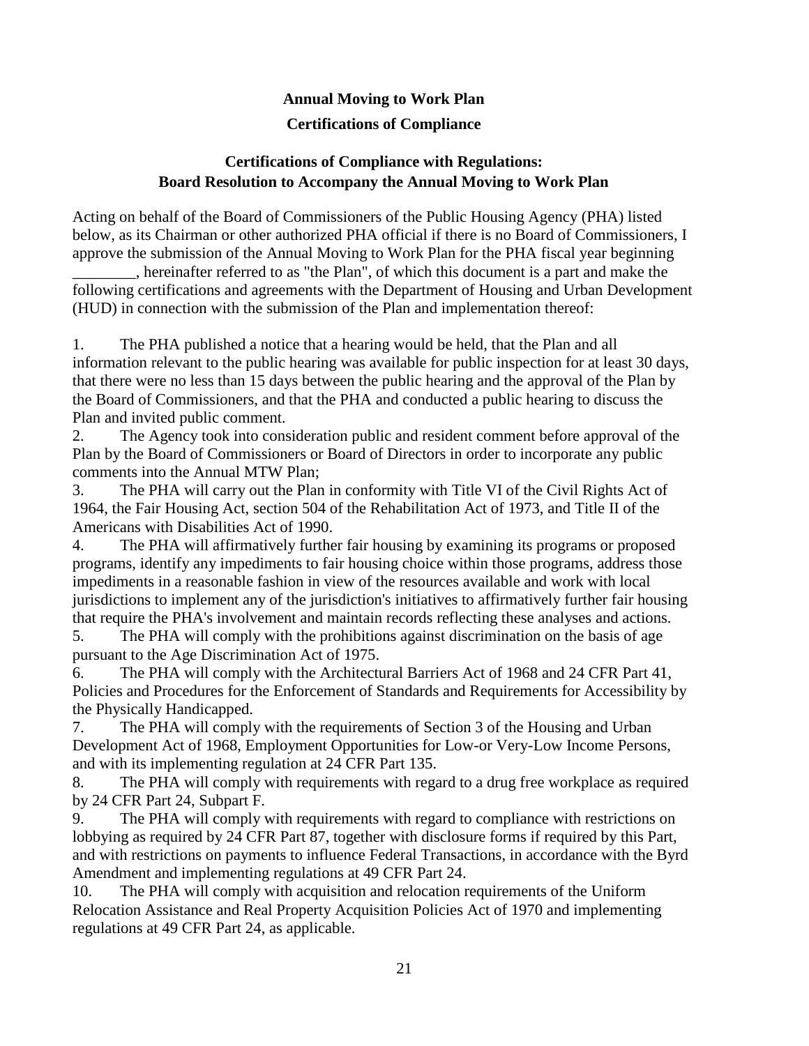**Annual Moving to Work Plan**

**Certifications of Compliance**

**Certifications of Compliance with Regulations: Board Resolution to Accompany the Annual Moving to Work Plan**

Acting on behalf of the Board of Commissioners of the Public Housing Agency (PHA) listed below, as its Chairman or other authorized PHA official if there is no Board of Commissioners, I approve the submission of the Annual Moving to Work Plan for the PHA fiscal year beginning ________, hereinafter referred to as "the Plan", of which this document is a part and make the following certifications and agreements with the Department of Housing and Urban Development (HUD) in connection with the submission of the Plan and implementation thereof:

1. The PHA published a notice that a hearing would be held, that the Plan and all information relevant to the public hearing was available for public inspection for at least 30 days, that there were no less than 15 days between the public hearing and the approval of the Plan by the Board of Commissioners, and that the PHA and conducted a public hearing to discuss the Plan and invited public comment.
2. The Agency took into consideration public and resident comment before approval of the Plan by the Board of Commissioners or Board of Directors in order to incorporate any public comments into the Annual MTW Plan;
3. The PHA will carry out the Plan in conformity with Title VI of the Civil Rights Act of 1964, the Fair Housing Act, section 504 of the Rehabilitation Act of 1973, and Title II of the Americans with Disabilities Act of 1990.
4. The PHA will affirmatively further fair housing by examining its programs or proposed programs, identify any impediments to fair housing choice within those programs, address those impediments in a reasonable fashion in view of the resources available and work with local jurisdictions to implement any of the jurisdiction's initiatives to affirmatively further fair housing that require the PHA's involvement and maintain records reflecting these analyses and actions.
5. The PHA will comply with the prohibitions against discrimination on the basis of age pursuant to the Age Discrimination Act of 1975.
6. The PHA will comply with the Architectural Barriers Act of 1968 and 24 CFR Part 41, Policies and Procedures for the Enforcement of Standards and Requirements for Accessibility by the Physically Handicapped.
7. The PHA will comply with the requirements of Section 3 of the Housing and Urban Development Act of 1968, Employment Opportunities for Low-or Very-Low Income Persons, and with its implementing regulation at 24 CFR Part 135.
8. The PHA will comply with requirements with regard to a drug free workplace as required by 24 CFR Part 24, Subpart F.
9. The PHA will comply with requirements with regard to compliance with restrictions on lobbying as required by 24 CFR Part 87, together with disclosure forms if required by this Part, and with restrictions on payments to influence Federal Transactions, in accordance with the Byrd Amendment and implementing regulations at 49 CFR Part 24.
10. The PHA will comply with acquisition and relocation requirements of the Uniform Relocation Assistance and Real Property Acquisition Policies Act of 1970 and implementing regulations at 49 CFR Part 24, as applicable.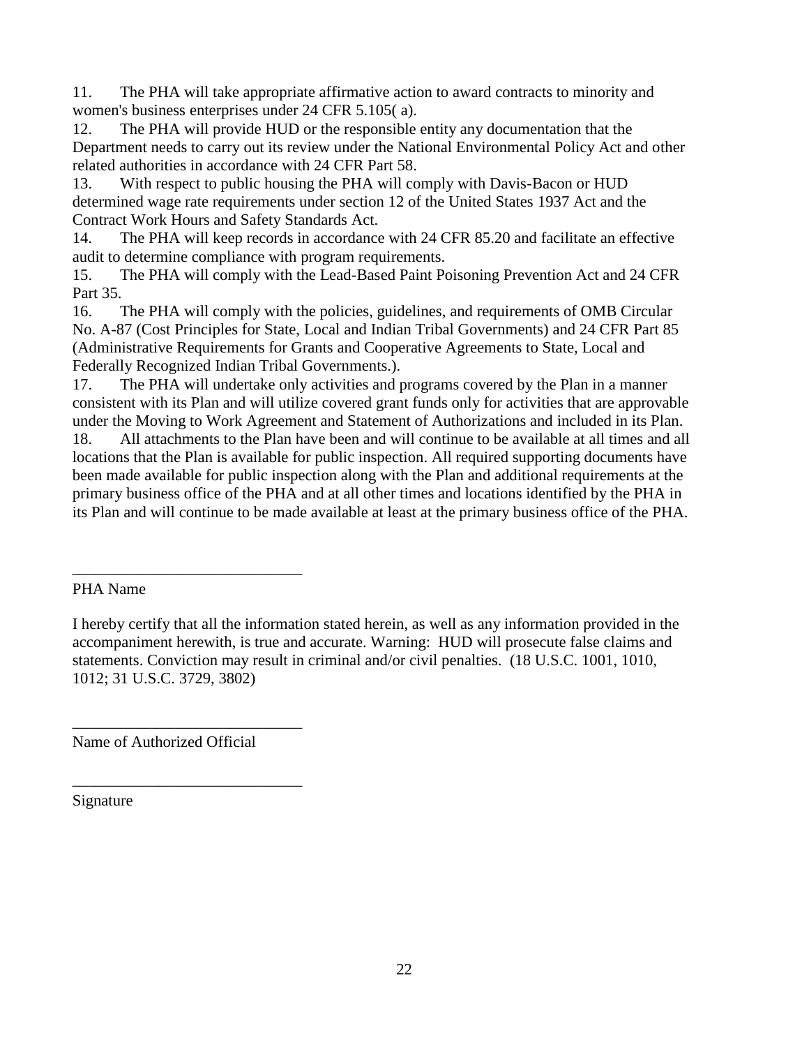11. The PHA will take appropriate affirmative action to award contracts to minority and women's business enterprises under 24 CFR 5.105( a).
12. The PHA will provide HUD or the responsible entity any documentation that the Department needs to carry out its review under the National Environmental Policy Act and other related authorities in accordance with 24 CFR Part 58.
13. With respect to public housing the PHA will comply with Davis-Bacon or HUD determined wage rate requirements under section 12 of the United States 1937 Act and the Contract Work Hours and Safety Standards Act.
14. The PHA will keep records in accordance with 24 CFR 85.20 and facilitate an effective audit to determine compliance with program requirements.
15. The PHA will comply with the Lead-Based Paint Poisoning Prevention Act and 24 CFR Part 35.
16. The PHA will comply with the policies, guidelines, and requirements of OMB Circular No. A-87 (Cost Principles for State, Local and Indian Tribal Governments) and 24 CFR Part 85 (Administrative Requirements for Grants and Cooperative Agreements to State, Local and Federally Recognized Indian Tribal Governments.).
17. The PHA will undertake only activities and programs covered by the Plan in a manner consistent with its Plan and will utilize covered grant funds only for activities that are approvable under the Moving to Work Agreement and Statement of Authorizations and included in its Plan.
18. All attachments to the Plan have been and will continue to be available at all times and all locations that the Plan is available for public inspection. All required supporting documents have been made available for public inspection along with the Plan and additional requirements at the primary business office of the PHA and at all other times and locations identified by the PHA in its Plan and will continue to be made available at least at the primary business office of the PHA.

_____________________________

PHA Name

I hereby certify that all the information stated herein, as well as any information provided in the accompaniment herewith, is true and accurate. Warning: HUD will prosecute false claims and statements. Conviction may result in criminal and/or civil penalties. (18 U.S.C. 1001, 1010, 1012; 31 U.S.C. 3729, 3802)

_____________________________

Name of Authorized Official

_____________________________

Signature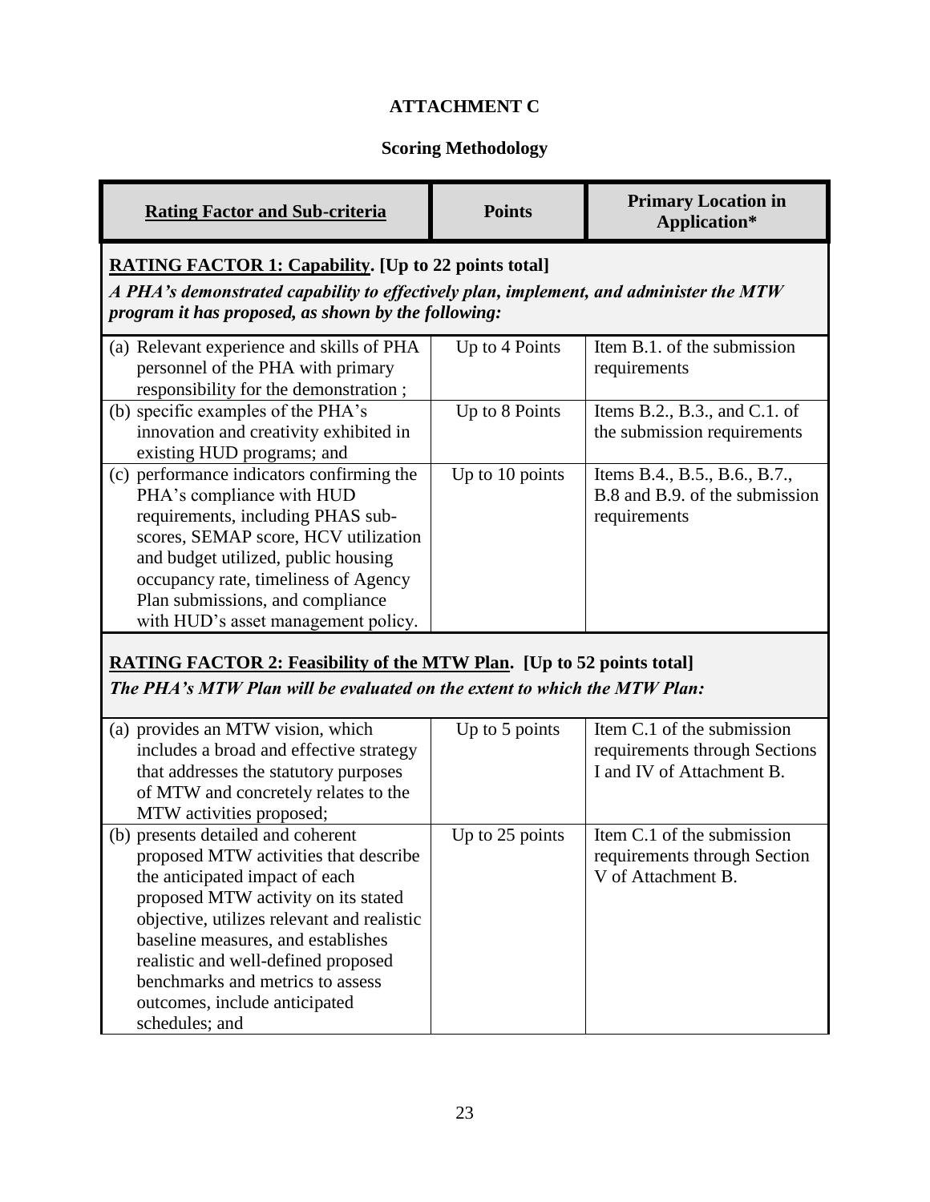## ATTACHMENT C

### Scoring Methodology

| Rating Factor and Sub-criteria | Points | Primary Location in Application* |
|---|---|---|
| **RATING FACTOR 1: Capability. [Up to 22 points total]** *A PHA's demonstrated capability to effectively plan, implement, and administer the MTW program it has proposed, as shown by the following:* | | |
| (a) Relevant experience and skills of PHA personnel of the PHA with primary responsibility for the demonstration ; | Up to 4 Points | Item B.1. of the submission requirements |
| (b) specific examples of the PHA's innovation and creativity exhibited in existing HUD programs; and | Up to 8 Points | Items B.2., B.3., and C.1. of the submission requirements |
| (c) performance indicators confirming the PHA's compliance with HUD requirements, including PHAS sub-scores, SEMAP score, HCV utilization and budget utilized, public housing occupancy rate, timeliness of Agency Plan submissions, and compliance with HUD's asset management policy. | Up to 10 points | Items B.4., B.5., B.6., B.7., B.8 and B.9. of the submission requirements |
| **RATING FACTOR 2: Feasibility of the MTW Plan. [Up to 52 points total]** *The PHA's MTW Plan will be evaluated on the extent to which the MTW Plan:* | | |
| (a) provides an MTW vision, which includes a broad and effective strategy that addresses the statutory purposes of MTW and concretely relates to the MTW activities proposed; | Up to 5 points | Item C.1 of the submission requirements through Sections I and IV of Attachment B. |
| (b) presents detailed and coherent proposed MTW activities that describe the anticipated impact of each proposed MTW activity on its stated objective, utilizes relevant and realistic baseline measures, and establishes realistic and well-defined proposed benchmarks and metrics to assess outcomes, include anticipated schedules; and | Up to 25 points | Item C.1 of the submission requirements through Section V of Attachment B. |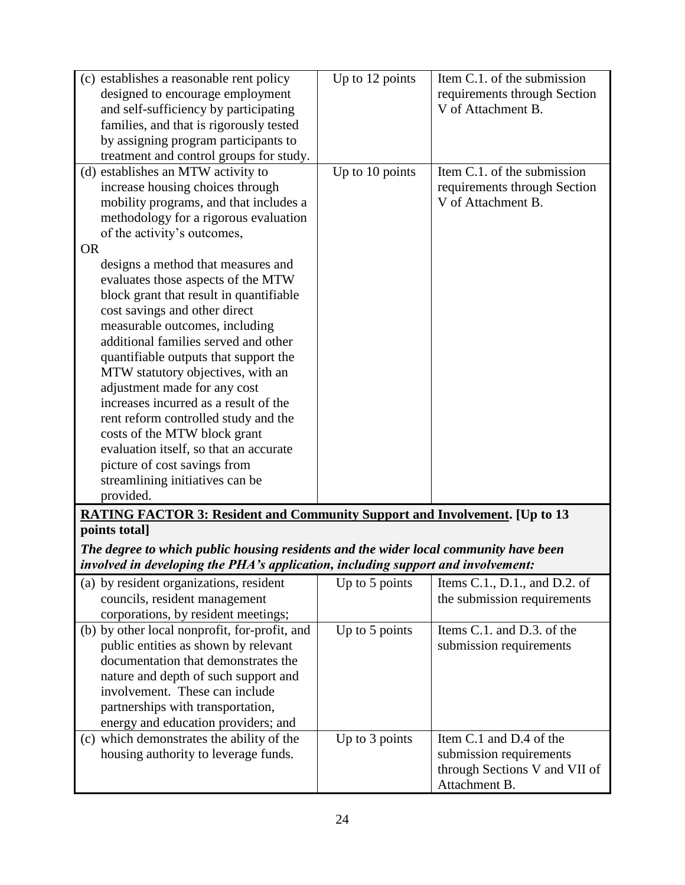| | | |
|---|---|---|
| (c) establishes a reasonable rent policy designed to encourage employment and self-sufficiency by participating families, and that is rigorously tested by assigning program participants to treatment and control groups for study. | Up to 12 points | Item C.1. of the submission requirements through Section V of Attachment B. |
| (d) establishes an MTW activity to increase housing choices through mobility programs, and that includes a methodology for a rigorous evaluation of the activity's outcomes, <br>OR<br> designs a method that measures and evaluates those aspects of the MTW block grant that result in quantifiable cost savings and other direct measurable outcomes, including additional families served and other quantifiable outputs that support the MTW statutory objectives, with an adjustment made for any cost increases incurred as a result of the rent reform controlled study and the costs of the MTW block grant evaluation itself, so that an accurate picture of cost savings from streamlining initiatives can be provided. | Up to 10 points | Item C.1. of the submission requirements through Section V of Attachment B. |
| **<u>RATING FACTOR 3: Resident and Community Support and Involvement</u>. [Up to 13 points total]**<br><br>***The degree to which public housing residents and the wider local community have been involved in developing the PHA's application, including support and involvement:*** | | |
| (a) by resident organizations, resident councils, resident management corporations, by resident meetings; | Up to 5 points | Items C.1., D.1., and D.2. of the submission requirements |
| (b) by other local nonprofit, for-profit, and public entities as shown by relevant documentation that demonstrates the nature and depth of such support and involvement. These can include partnerships with transportation, energy and education providers; and | Up to 5 points | Items C.1. and D.3. of the submission requirements |
| (c) which demonstrates the ability of the housing authority to leverage funds. | Up to 3 points | Item C.1 and D.4 of the submission requirements through Sections V and VII of Attachment B. |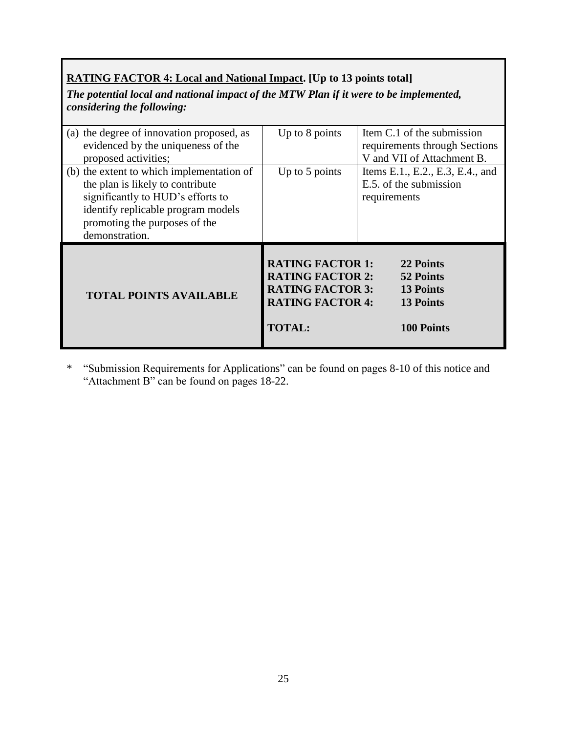| **RATING FACTOR 4: Local and National Impact. [Up to 13 points total]** *The potential local and national impact of the MTW Plan if it were to be implemented, considering the following:* | | |
|---|---|---|
| (a) the degree of innovation proposed, as evidenced by the uniqueness of the proposed activities; | Up to 8 points | Item C.1 of the submission requirements through Sections V and VII of Attachment B. |
| (b) the extent to which implementation of the plan is likely to contribute significantly to HUD's efforts to identify replicable program models promoting the purposes of the demonstration. | Up to 5 points | Items E.1., E.2., E.3, E.4., and E.5. of the submission requirements |
| **TOTAL POINTS AVAILABLE** | **RATING FACTOR 1:** **22 Points**<br>**RATING FACTOR 2:** **52 Points**<br>**RATING FACTOR 3:** **13 Points**<br>**RATING FACTOR 4:** **13 Points**<br><br>**TOTAL:** **100 Points** | |

\* "Submission Requirements for Applications" can be found on pages 8-10 of this notice and "Attachment B" can be found on pages 18-22.